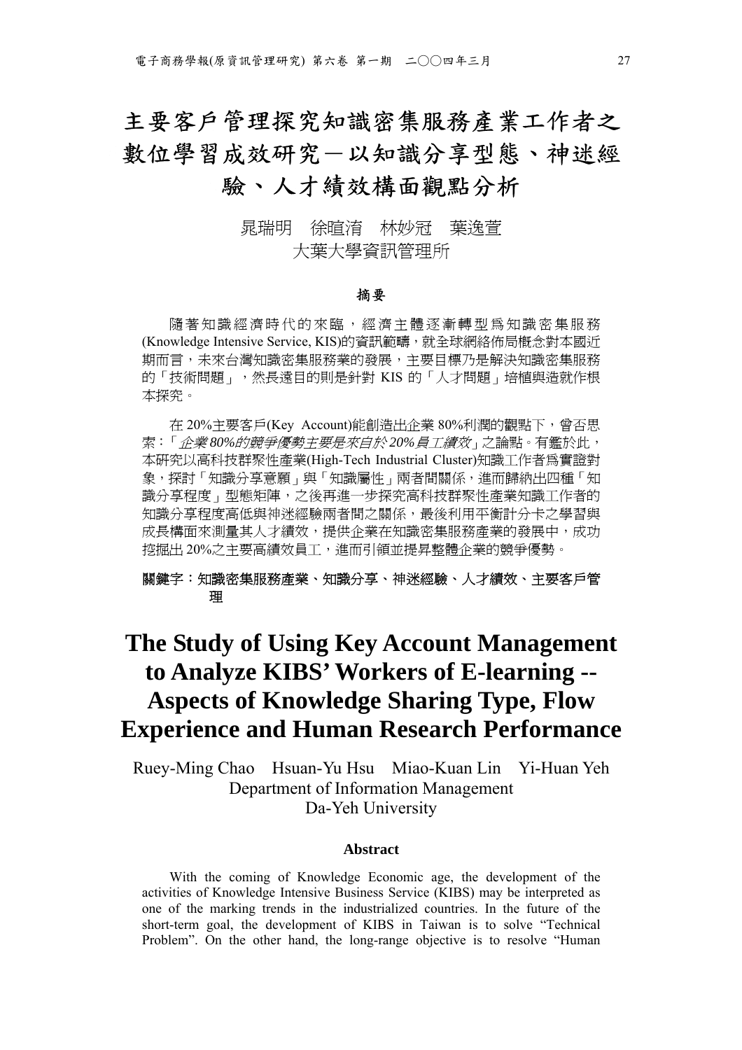# 主要客戶管理探究知識密集服務產業工作者之數位學習成效研究－以知識分享型態、神迷經驗、人才績效構面觀點分析

晁瑞明　徐暄淯　林妙冠　葉逸萱
大葉大學資訊管理所

## 摘要

隨著知識經濟時代的來臨，經濟主體逐漸轉型為知識密集服務(Knowledge Intensive Service, KIS)的資訊範疇，就全球網絡佈局概念對本國近期而言，未來台灣知識密集服務業的發展，主要目標乃是解決知識密集服務的「技術問題」，然長遠目的則是針對 KIS 的「人才問題」培植與造就作根本探究。

在 20%主要客戶(Key Account)能創造出企業 80%利潤的觀點下，曾否思索：「*企業 80%的競爭優勢主要是來自於 20%員工績效*」之論點。有鑑於此，本研究以高科技群聚性產業(High-Tech Industrial Cluster)知識工作者為實證對象，探討「知識分享意願」與「知識屬性」兩者間關係，進而歸納出四種「知識分享程度」型態矩陣，之後再進一步探究高科技群聚性產業知識工作者的知識分享程度高低與神迷經驗兩者間之關係，最後利用平衡計分卡之學習與成長構面來測量其人才績效，提供企業在知識密集服務產業的發展中，成功挖掘出 20%之主要高績效員工，進而引領並提昇整體企業的競爭優勢。

**關鍵字：知識密集服務產業、知識分享、神迷經驗、人才績效、主要客戶管理**

# The Study of Using Key Account Management to Analyze KIBS' Workers of E-learning -- Aspects of Knowledge Sharing Type, Flow Experience and Human Research Performance

Ruey-Ming Chao　Hsuan-Yu Hsu　Miao-Kuan Lin　Yi-Huan Yeh
Department of Information Management
Da-Yeh University

## Abstract

With the coming of Knowledge Economic age, the development of the activities of Knowledge Intensive Business Service (KIBS) may be interpreted as one of the marking trends in the industrialized countries. In the future of the short-term goal, the development of KIBS in Taiwan is to solve "Technical Problem". On the other hand, the long-range objective is to resolve "Human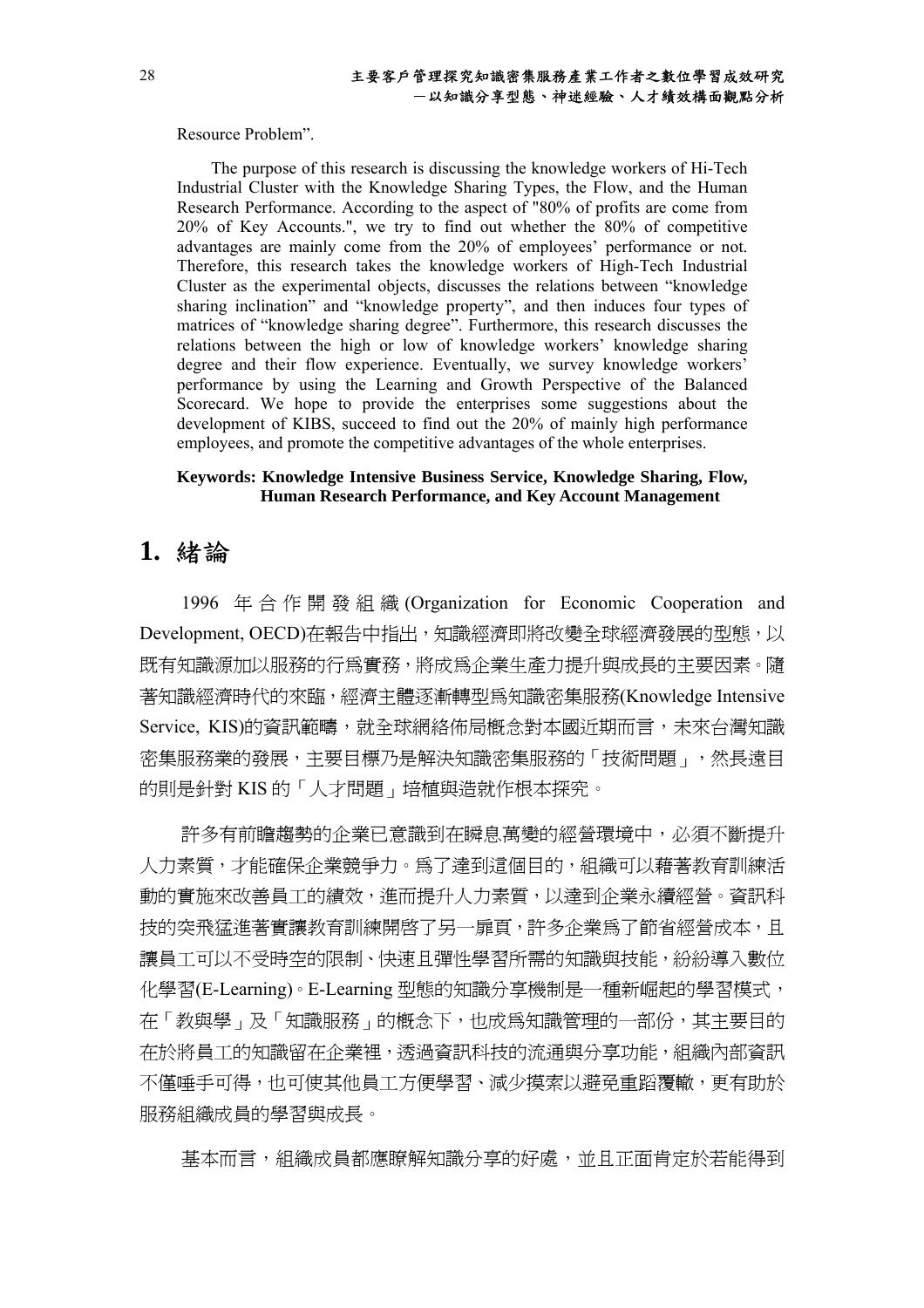Resource Problem".

The purpose of this research is discussing the knowledge workers of Hi-Tech Industrial Cluster with the Knowledge Sharing Types, the Flow, and the Human Research Performance. According to the aspect of "80% of profits are come from 20% of Key Accounts.", we try to find out whether the 80% of competitive advantages are mainly come from the 20% of employees' performance or not. Therefore, this research takes the knowledge workers of High-Tech Industrial Cluster as the experimental objects, discusses the relations between "knowledge sharing inclination" and "knowledge property", and then induces four types of matrices of "knowledge sharing degree". Furthermore, this research discusses the relations between the high or low of knowledge workers' knowledge sharing degree and their flow experience. Eventually, we survey knowledge workers' performance by using the Learning and Growth Perspective of the Balanced Scorecard. We hope to provide the enterprises some suggestions about the development of KIBS, succeed to find out the 20% of mainly high performance employees, and promote the competitive advantages of the whole enterprises.

**Keywords: Knowledge Intensive Business Service, Knowledge Sharing, Flow, Human Research Performance, and Key Account Management**

# 1. 緒論

1996 年合作開發組織(Organization for Economic Cooperation and Development, OECD)在報告中指出，知識經濟即將改變全球經濟發展的型態，以既有知識源加以服務的行爲實務，將成爲企業生產力提升與成長的主要因素。隨著知識經濟時代的來臨，經濟主體逐漸轉型爲知識密集服務(Knowledge Intensive Service, KIS)的資訊範疇，就全球網絡佈局概念對本國近期而言，未來台灣知識密集服務業的發展，主要目標乃是解決知識密集服務的「技術問題」，然長遠目的則是針對 KIS 的「人才問題」培植與造就作根本探究。

許多有前瞻趨勢的企業已意識到在瞬息萬變的經營環境中，必須不斷提升人力素質，才能確保企業競爭力。爲了達到這個目的，組織可以藉著教育訓練活動的實施來改善員工的績效，進而提升人力素質，以達到企業永續經營。資訊科技的突飛猛進著實讓教育訓練開啓了另一扇頁，許多企業爲了節省經營成本，且讓員工可以不受時空的限制、快速且彈性學習所需的知識與技能，紛紛導入數位化學習(E-Learning)。E-Learning 型態的知識分享機制是一種新崛起的學習模式，在「教與學」及「知識服務」的概念下，也成爲知識管理的一部份，其主要目的在於將員工的知識留在企業裡，透過資訊科技的流通與分享功能，組織內部資訊不僅唾手可得，也可使其他員工方便學習、減少摸索以避免重蹈覆轍，更有助於服務組織成員的學習與成長。

基本而言，組織成員都應瞭解知識分享的好處，並且正面肯定於若能得到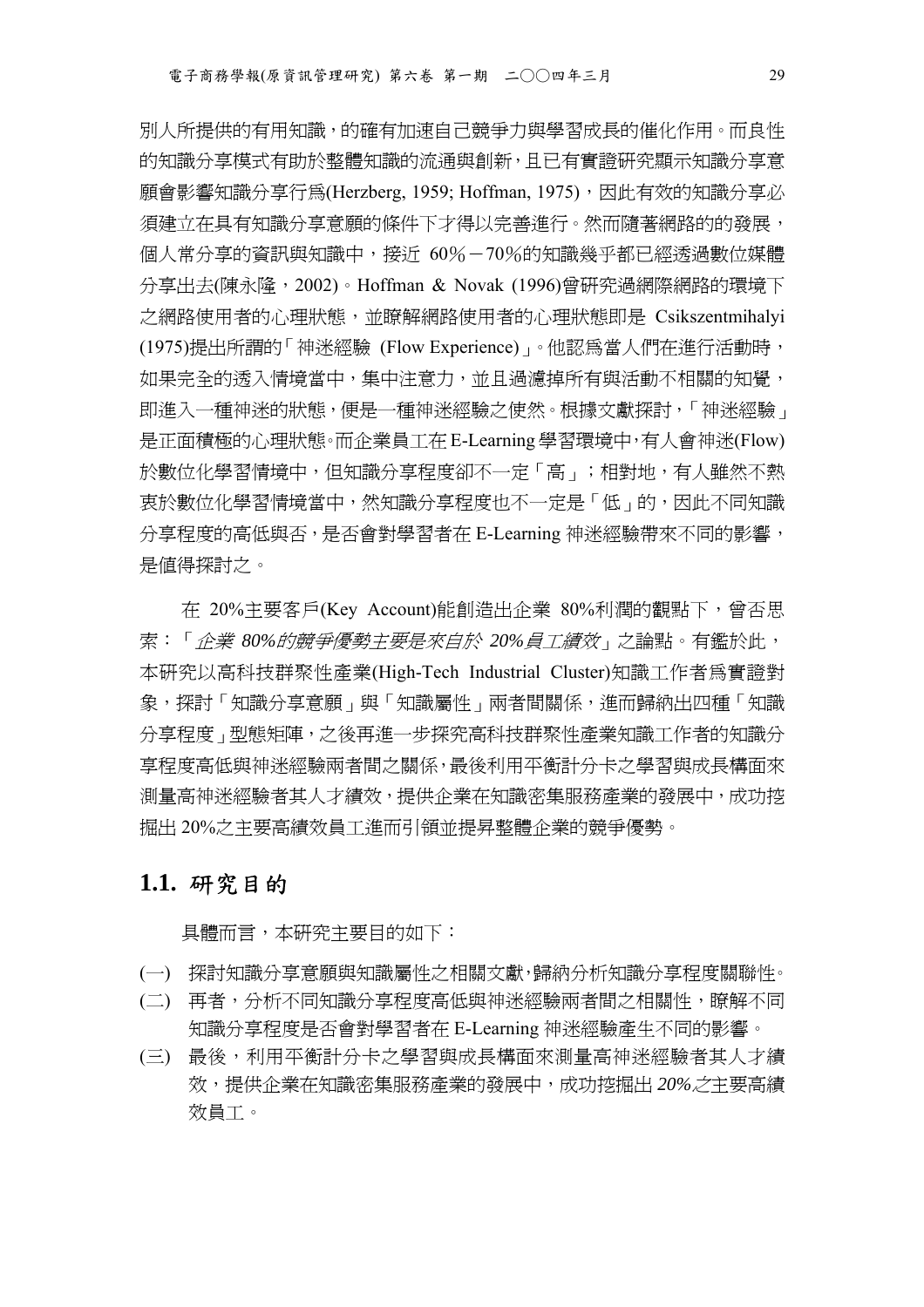別人所提供的有用知識，的確有加速自己競爭力與學習成長的催化作用。而良性的知識分享模式有助於整體知識的流通與創新，且已有實證研究顯示知識分享意願會影響知識分享行爲(Herzberg, 1959; Hoffman, 1975)，因此有效的知識分享必須建立在具有知識分享意願的條件下才得以完善進行。然而隨著網路的的發展，個人常分享的資訊與知識中，接近 60%－70%的知識幾乎都已經透過數位媒體分享出去(陳永隆，2002)。Hoffman & Novak (1996)曾研究過網際網路的環境下之網路使用者的心理狀態，並瞭解網路使用者的心理狀態即是 Csikszentmihalyi (1975)提出所謂的「神迷經驗 (Flow Experience)」。他認爲當人們在進行活動時，如果完全的透入情境當中，集中注意力，並且過濾掉所有與活動不相關的知覺，即進入一種神迷的狀態，便是一種神迷經驗之使然。根據文獻探討，「神迷經驗」是正面積極的心理狀態。而企業員工在 E-Learning 學習環境中，有人會神迷(Flow)於數位化學習情境中，但知識分享程度卻不一定「高」；相對地，有人雖然不熱衷於數位化學習情境當中，然知識分享程度也不一定是「低」的，因此不同知識分享程度的高低與否，是否會對學習者在 E-Learning 神迷經驗帶來不同的影響，是值得探討之。

在 20%主要客戶(Key Account)能創造出企業 80%利潤的觀點下，曾否思索：「*企業 80%的競爭優勢主要是來自於 20%員工績效*」之論點。有鑑於此，本研究以高科技群聚性產業(High-Tech Industrial Cluster)知識工作者爲實證對象，探討「知識分享意願」與「知識屬性」兩者間關係，進而歸納出四種「知識分享程度」型態矩陣，之後再進一步探究高科技群聚性產業知識工作者的知識分享程度高低與神迷經驗兩者間之關係，最後利用平衡計分卡之學習與成長構面來測量高神迷經驗者其人才績效，提供企業在知識密集服務產業的發展中，成功挖掘出 20%之主要高績效員工進而引領並提昇整體企業的競爭優勢。

## 1.1. 研究目的

具體而言，本研究主要目的如下：

(一) 探討知識分享意願與知識屬性之相關文獻，歸納分析知識分享程度關聯性。

(二) 再者，分析不同知識分享程度高低與神迷經驗兩者間之相關性，瞭解不同知識分享程度是否會對學習者在 E-Learning 神迷經驗產生不同的影響。

(三) 最後，利用平衡計分卡之學習與成長構面來測量高神迷經驗者其人才績效，提供企業在知識密集服務產業的發展中，成功挖掘出 *20%之*主要高績效員工。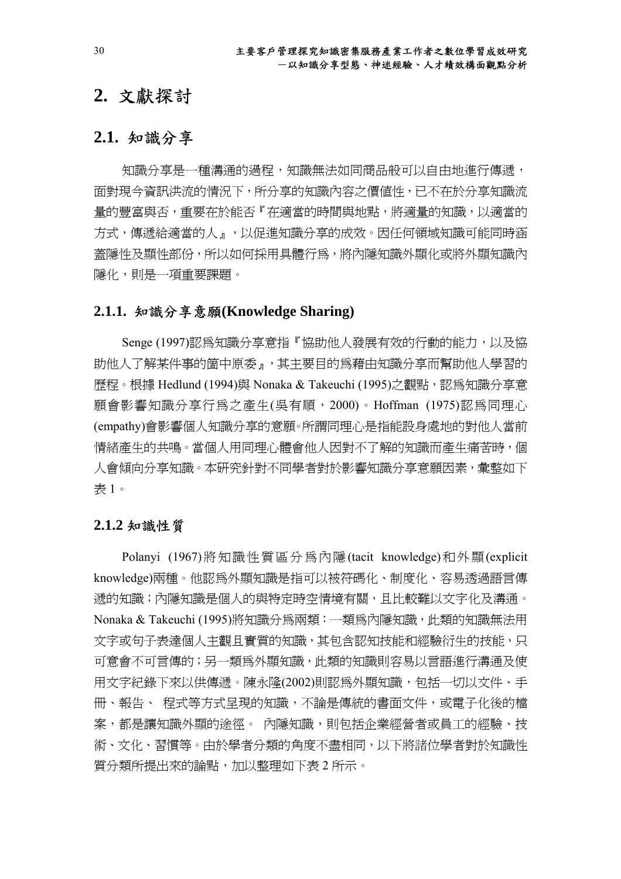# 2. 文獻探討

## 2.1. 知識分享

知識分享是一種溝通的過程，知識無法如同商品般可以自由地進行傳遞，面對現今資訊洪流的情況下，所分享的知識內容之價值性，已不在於分享知識流量的豐富與否，重要在於能否『在適當的時間與地點，將適量的知識，以適當的方式，傳遞給適當的人』，以促進知識分享的成效。因任何領域知識可能同時涵蓋隱性及顯性部份，所以如何採用具體行為，將內隱知識外顯化或將外顯知識內隱化，則是一項重要課題。

### 2.1.1. 知識分享意願(Knowledge Sharing)

Senge (1997)認為知識分享意指『協助他人發展有效的行動的能力，以及協助他人了解某件事的箇中原委』，其主要目的為藉由知識分享而幫助他人學習的歷程。根據 Hedlund (1994)與 Nonaka & Takeuchi (1995)之觀點，認為知識分享意願會影響知識分享行為之產生(吳有順，2000)。Hoffman (1975)認為同理心(empathy)會影響個人知識分享的意願。所謂同理心是指能設身處地的對他人當前情緒產生的共鳴。當個人用同理心體會他人因對不了解的知識而產生痛苦時，個人會傾向分享知識。本研究針對不同學者對於影響知識分享意願因素，彙整如下表 1。

### 2.1.2 知識性質

Polanyi (1967)將知識性質區分為內隱(tacit knowledge)和外顯(explicit knowledge)兩種。他認為外顯知識是指可以被符碼化、制度化、容易透過語言傳遞的知識；內隱知識是個人的與特定時空情境有關，且比較難以文字化及溝通。Nonaka & Takeuchi (1995)將知識分為兩類：一類為內隱知識，此類的知識無法用文字或句子表達個人主觀且實質的知識，其包含認知技能和經驗衍生的技能，只可意會不可言傳的；另一類為外顯知識，此類的知識則容易以言語進行溝通及使用文字紀錄下來以供傳遞。陳永隆(2002)則認為外顯知識，包括一切以文件、手冊、報告、 程式等方式呈現的知識，不論是傳統的書面文件，或電子化後的檔案，都是讓知識外顯的途徑。 內隱知識，則包括企業經營者或員工的經驗、技術、文化、習慣等。由於學者分類的角度不盡相同，以下將諸位學者對於知識性質分類所提出來的論點，加以整理如下表 2 所示。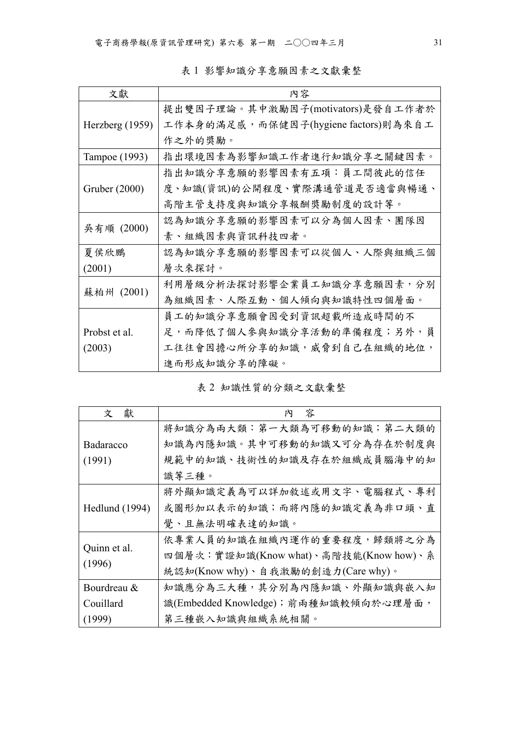表 1 影響知識分享意願因素之文獻彙整

| 文獻 | 內容 |
| --- | --- |
| Herzberg (1959) | 提出雙因子理論。其中激勵因子(motivators)是發自工作者於工作本身的滿足感，而保健因子(hygiene factors)則為來自工作之外的獎勵。 |
| Tampoe (1993) | 指出環境因素為影響知識工作者進行知識分享之關鍵因素。 |
| Gruber (2000) | 指出知識分享意願的影響因素有五項：員工間彼此的信任度、知識(資訊)的公開程度、實際溝通管道是否適當與暢通、高階主管支持度與知識分享報酬獎勵制度的設計等。 |
| 吳有順 (2000) | 認為知識分享意願的影響因素可以分為個人因素、團隊因素、組織因素與資訊科技四者。 |
| 夏侯欣鵬 (2001) | 認為知識分享意願的影響因素可以從個人、人際與組織三個層次來探討。 |
| 蘇柏州 (2001) | 利用層級分析法探討影響企業員工知識分享意願因素，分別為組織因素、人際互動、個人傾向與知識特性四個層面。 |
| Probst et al. (2003) | 員工的知識分享意願會因受到資訊超載所造成時間的不足，而降低了個人參與知識分享活動的準備程度；另外，員工往往會因擔心所分享的知識，威脅到自己在組織的地位，進而形成知識分享的障礙。 |

表 2 知識性質的分類之文獻彙整

| 文　獻 | 內　容 |
| --- | --- |
| Badaracco (1991) | 將知識分為兩大類：第一大類為可移動的知識；第二大類的知識為內隱知識。其中可移動的知識又可分為存在於制度與規範中的知識、技術性的知識及存在於組織成員腦海中的知識等三種。 |
| Hedlund (1994) | 將外顯知識定義為可以詳加敘述或用文字、電腦程式、專利或圖形加以表示的知識；而將內隱的知識定義為非口頭、直覺、且無法明確表達的知識。 |
| Quinn et al. (1996) | 依專業人員的知識在組織內運作的重要程度，歸類將之分為四個層次：實證知識(Know what)、高階技能(Know how)、系統認知(Know why)、自我激勵的創造力(Care why)。 |
| Bourdreau & Couillard (1999) | 知識應分為三大種，其分別為內隱知識、外顯知識與嵌入知識(Embedded Knowledge)；前兩種知識較傾向於心理層面，第三種嵌入知識與組織系統相關。 |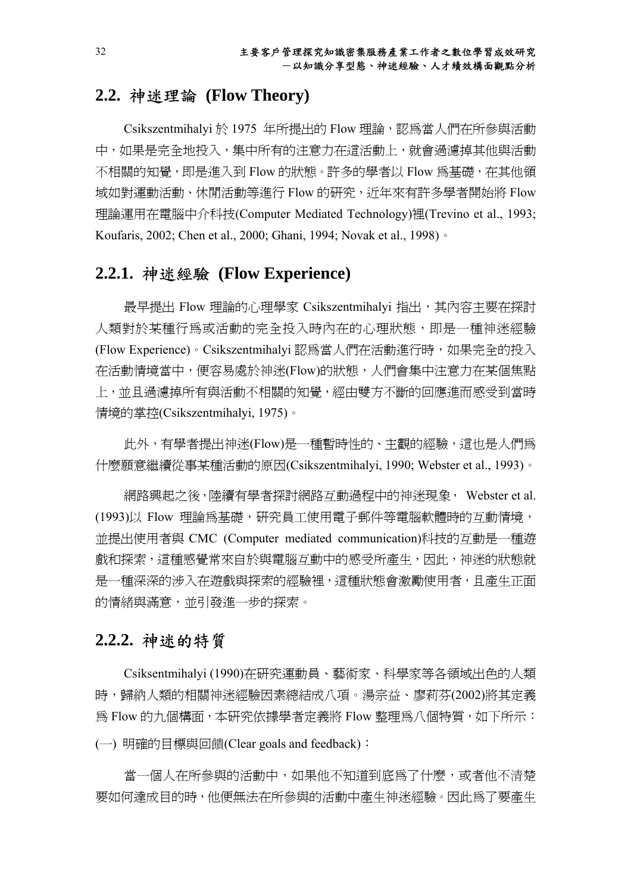## 2.2. 神迷理論 (Flow Theory)

Csikszentmihalyi 於 1975 年所提出的 Flow 理論，認爲當人們在所參與活動中，如果是完全地投入，集中所有的注意力在這活動上，就會過濾掉其他與活動不相關的知覺，即是進入到 Flow 的狀態。許多的學者以 Flow 爲基礎，在其他領域如對運動活動、休閒活動等進行 Flow 的研究，近年來有許多學者開始將 Flow 理論運用在電腦中介科技(Computer Mediated Technology)裡(Trevino et al., 1993; Koufaris, 2002; Chen et al., 2000; Ghani, 1994; Novak et al., 1998)。

### 2.2.1. 神迷經驗 (Flow Experience)

最早提出 Flow 理論的心理學家 Csikszentmihalyi 指出，其內容主要在探討人類對於某種行爲或活動的完全投入時內在的心理狀態，即是一種神迷經驗(Flow Experience)。Csikszentmihalyi 認爲當人們在活動進行時，如果完全的投入在活動情境當中，便容易處於神迷(Flow)的狀態，人們會集中注意力在某個焦點上，並且過濾掉所有與活動不相關的知覺，經由雙方不斷的回應進而感受到當時情境的掌控(Csikszentmihalyi, 1975)。

此外，有學者提出神迷(Flow)是一種暫時性的、主觀的經驗，這也是人們爲什麼願意繼續從事某種活動的原因(Csikszentmihalyi, 1990; Webster et al., 1993)。

網路興起之後，陸續有學者探討網路互動過程中的神迷現象， Webster et al. (1993)以 Flow 理論爲基礎，研究員工使用電子郵件等電腦軟體時的互動情境，並提出使用者與 CMC (Computer mediated communication)科技的互動是一種遊戲和探索，這種感覺常來自於與電腦互動中的感受所產生，因此，神迷的狀態就是一種深深的涉入在遊戲與探索的經驗裡，這種狀態會激勵使用者，且產生正面的情緒與滿意，並引發進一步的探索。

### 2.2.2. 神迷的特質

Csiksentmihalyi (1990)在研究運動員、藝術家、科學家等各領域出色的人類時，歸納人類的相關神迷經驗因素總結成八項。湯宗益、廖莉芬(2002)將其定義爲 Flow 的九個構面，本研究依據學者定義將 Flow 整理爲八個特質，如下所示：

(一) 明確的目標與回饋(Clear goals and feedback)：

當一個人在所參與的活動中，如果他不知道到底爲了什麼，或者他不清楚要如何達成目的時，他便無法在所參與的活動中產生神迷經驗。因此爲了要產生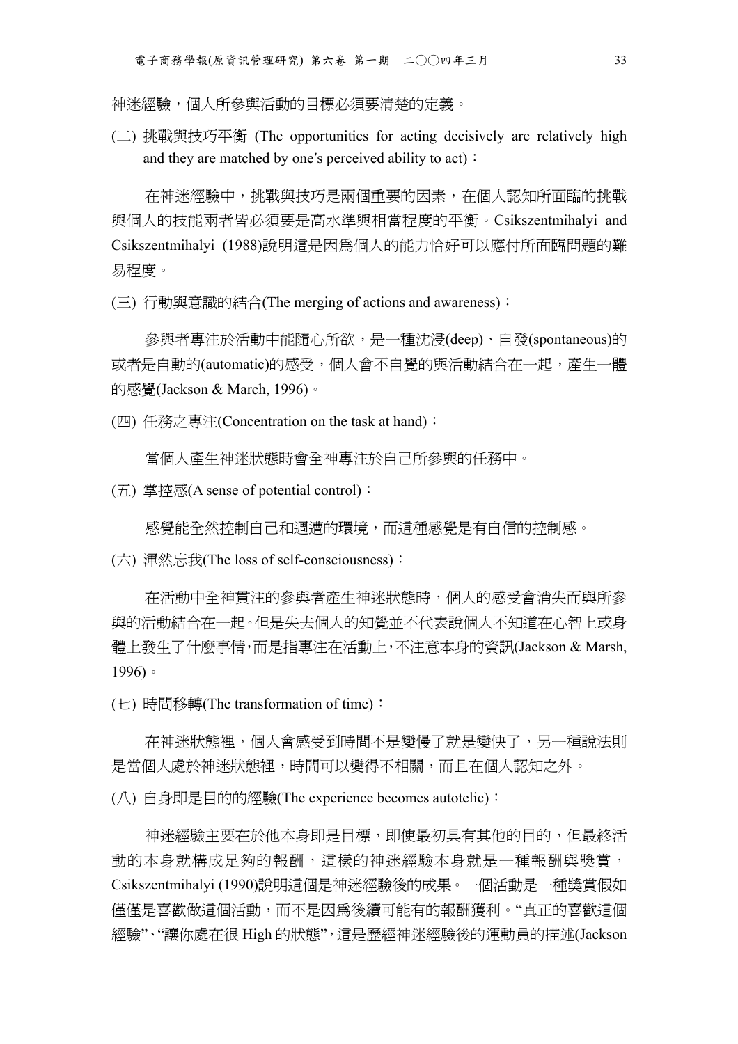神迷經驗，個人所參與活動的目標必須要清楚的定義。

(二) 挑戰與技巧平衡 (The opportunities for acting decisively are relatively high and they are matched by one′s perceived ability to act)：

在神迷經驗中，挑戰與技巧是兩個重要的因素，在個人認知所面臨的挑戰與個人的技能兩者皆必須要是高水準與相當程度的平衡。Csikszentmihalyi and Csikszentmihalyi (1988)說明這是因爲個人的能力恰好可以應付所面臨問題的難易程度。

(三) 行動與意識的結合(The merging of actions and awareness)：

參與者專注於活動中能隨心所欲，是一種沈浸(deep)、自發(spontaneous)的或者是自動的(automatic)的感受，個人會不自覺的與活動結合在一起，產生一體的感覺(Jackson & March, 1996)。

(四) 任務之專注(Concentration on the task at hand)：

當個人產生神迷狀態時會全神專注於自己所參與的任務中。

(五) 掌控感(A sense of potential control)：

感覺能全然控制自己和週遭的環境，而這種感覺是有自信的控制感。

(六) 渾然忘我(The loss of self-consciousness)：

在活動中全神貫注的參與者產生神迷狀態時，個人的感受會消失而與所參與的活動結合在一起。但是失去個人的知覺並不代表說個人不知道在心智上或身體上發生了什麼事情，而是指專注在活動上，不注意本身的資訊(Jackson & Marsh, 1996)。

(七) 時間移轉(The transformation of time)：

在神迷狀態裡，個人會感受到時間不是變慢了就是變快了，另一種說法則是當個人處於神迷狀態裡，時間可以變得不相關，而且在個人認知之外。

(八) 自身即是目的的經驗(The experience becomes autotelic)：

神迷經驗主要在於他本身即是目標，即使最初具有其他的目的，但最終活動的本身就構成足夠的報酬，這樣的神迷經驗本身就是一種報酬與獎賞，Csikszentmihalyi (1990)說明這個是神迷經驗後的成果。一個活動是一種獎賞假如僅僅是喜歡做這個活動，而不是因爲後續可能有的報酬獲利。"真正的喜歡這個經驗"、"讓你處在很 High 的狀態"，這是歷經神迷經驗後的運動員的描述(Jackson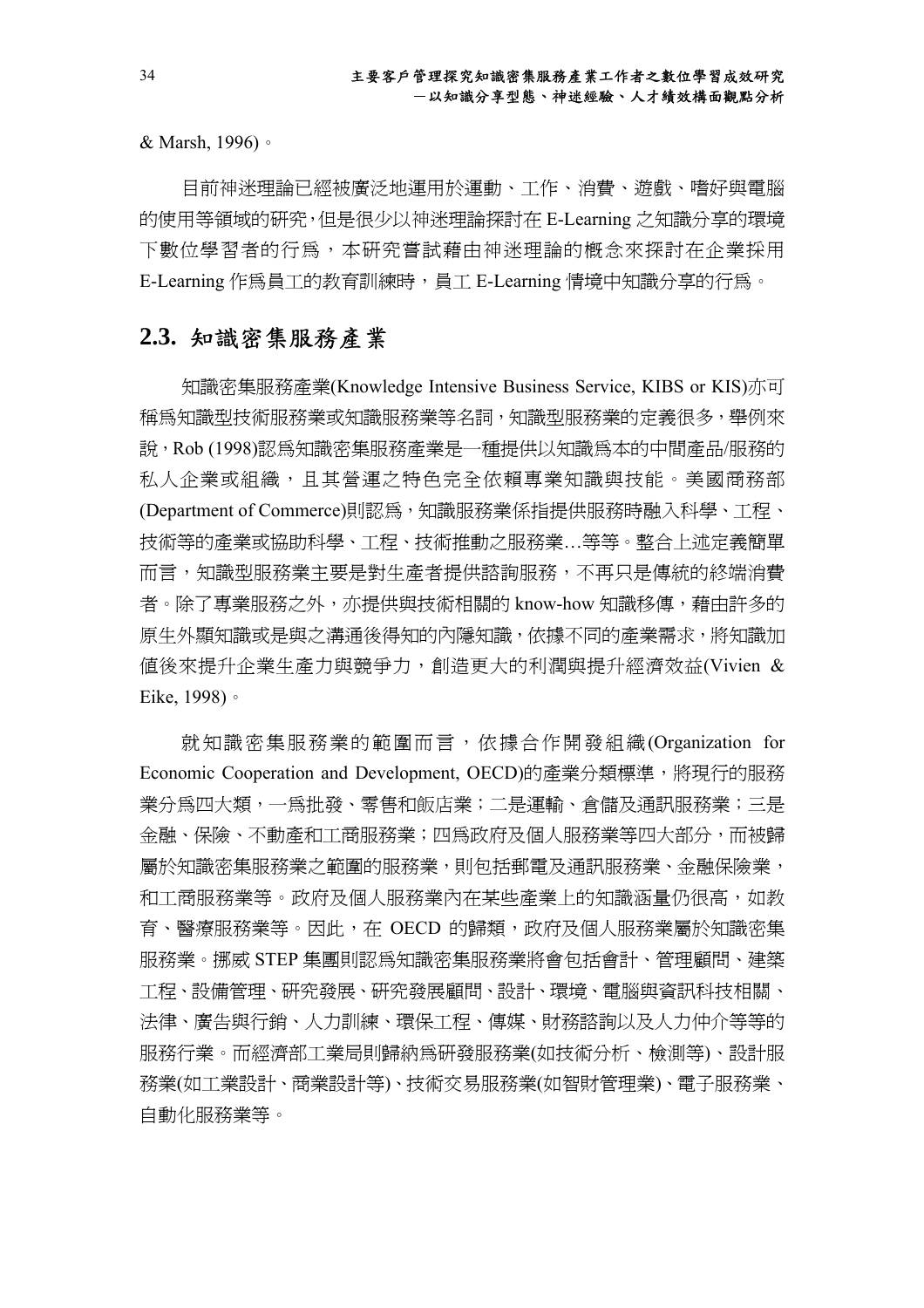& Marsh, 1996)。

目前神迷理論已經被廣泛地運用於運動、工作、消費、遊戲、嗜好與電腦的使用等領域的研究，但是很少以神迷理論探討在 E-Learning 之知識分享的環境下數位學習者的行為，本研究嘗試藉由神迷理論的概念來探討在企業採用 E-Learning 作為員工的教育訓練時，員工 E-Learning 情境中知識分享的行為。

## 2.3. 知識密集服務產業

知識密集服務產業(Knowledge Intensive Business Service, KIBS or KIS)亦可稱為知識型技術服務業或知識服務業等名詞，知識型服務業的定義很多，舉例來說，Rob (1998)認為知識密集服務產業是一種提供以知識為本的中間產品/服務的私人企業或組織，且其營運之特色完全依賴專業知識與技能。美國商務部(Department of Commerce)則認為，知識服務業係指提供服務時融入科學、工程、技術等的產業或協助科學、工程、技術推動之服務業…等等。整合上述定義簡單而言，知識型服務業主要是對生產者提供諮詢服務，不再只是傳統的終端消費者。除了專業服務之外，亦提供與技術相關的 know-how 知識移傳，藉由許多的原生外顯知識或是與之溝通後得知的內隱知識，依據不同的產業需求，將知識加值後來提升企業生產力與競爭力，創造更大的利潤與提升經濟效益(Vivien & Eike, 1998)。

就知識密集服務業的範圍而言，依據合作開發組織(Organization for Economic Cooperation and Development, OECD)的產業分類標準，將現行的服務業分為四大類，一為批發、零售和飯店業；二是運輸、倉儲及通訊服務業；三是金融、保險、不動產和工商服務業；四為政府及個人服務業等四大部分，而被歸屬於知識密集服務業之範圍的服務業，則包括郵電及通訊服務業、金融保險業，和工商服務業等。政府及個人服務業內在某些產業上的知識涵量仍很高，如教育、醫療服務業等。因此，在 OECD 的歸類，政府及個人服務業屬於知識密集服務業。挪威 STEP 集團則認為知識密集服務業將會包括會計、管理顧問、建築工程、設備管理、研究發展、研究發展顧問、設計、環境、電腦與資訊科技相關、法律、廣告與行銷、人力訓練、環保工程、傳媒、財務諮詢以及人力仲介等等的服務行業。而經濟部工業局則歸納為研發服務業(如技術分析、檢測等)、設計服務業(如工業設計、商業設計等)、技術交易服務業(如智財管理業)、電子服務業、自動化服務業等。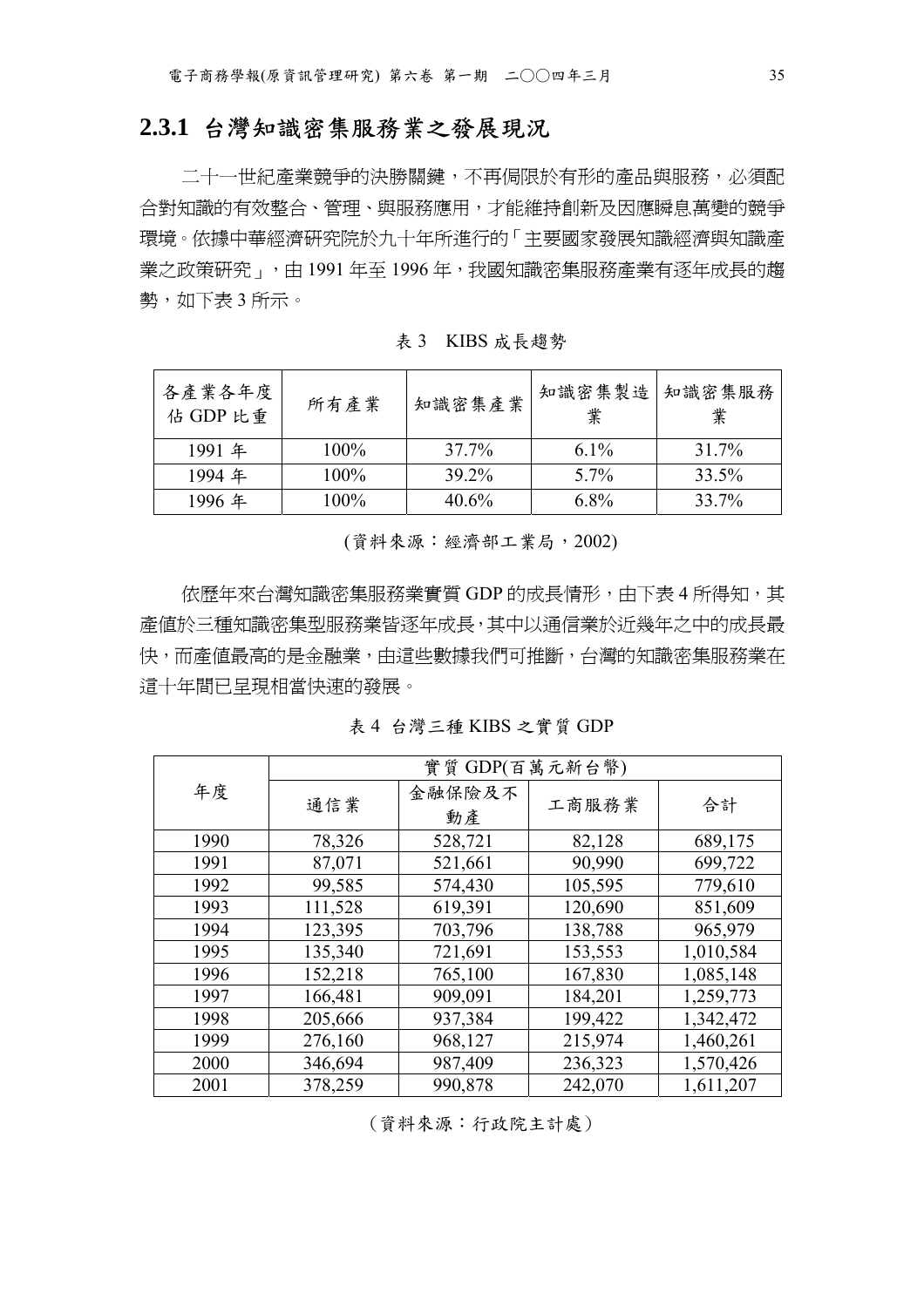### 2.3.1 台灣知識密集服務業之發展現況

二十一世紀產業競爭的決勝關鍵，不再侷限於有形的產品與服務，必須配合對知識的有效整合、管理、與服務應用，才能維持創新及因應瞬息萬變的競爭環境。依據中華經濟研究院於九十年所進行的「主要國家發展知識經濟與知識產業之政策研究」，由 1991 年至 1996 年，我國知識密集服務產業有逐年成長的趨勢，如下表 3 所示。

表 3　KIBS 成長趨勢

| 各產業各年度佔 GDP 比重 | 所有產業 | 知識密集產業 | 知識密集製造業 | 知識密集服務業 |
|---|---|---|---|---|
| 1991 年 | 100% | 37.7% | 6.1% | 31.7% |
| 1994 年 | 100% | 39.2% | 5.7% | 33.5% |
| 1996 年 | 100% | 40.6% | 6.8% | 33.7% |

(資料來源：經濟部工業局，2002)

依歷年來台灣知識密集服務業實質 GDP 的成長情形，由下表 4 所得知，其產值於三種知識密集型服務業皆逐年成長，其中以通信業於近幾年之中的成長最快，而產值最高的是金融業，由這些數據我們可推斷，台灣的知識密集服務業在這十年間已呈現相當快速的發展。

表 4 台灣三種 KIBS 之實質 GDP

| 年度 | 實質 GDP(百萬元新台幣) | | | |
|---|---|---|---|---|
| | 通信業 | 金融保險及不動產 | 工商服務業 | 合計 |
| 1990 | 78,326 | 528,721 | 82,128 | 689,175 |
| 1991 | 87,071 | 521,661 | 90,990 | 699,722 |
| 1992 | 99,585 | 574,430 | 105,595 | 779,610 |
| 1993 | 111,528 | 619,391 | 120,690 | 851,609 |
| 1994 | 123,395 | 703,796 | 138,788 | 965,979 |
| 1995 | 135,340 | 721,691 | 153,553 | 1,010,584 |
| 1996 | 152,218 | 765,100 | 167,830 | 1,085,148 |
| 1997 | 166,481 | 909,091 | 184,201 | 1,259,773 |
| 1998 | 205,666 | 937,384 | 199,422 | 1,342,472 |
| 1999 | 276,160 | 968,127 | 215,974 | 1,460,261 |
| 2000 | 346,694 | 987,409 | 236,323 | 1,570,426 |
| 2001 | 378,259 | 990,878 | 242,070 | 1,611,207 |

（資料來源：行政院主計處）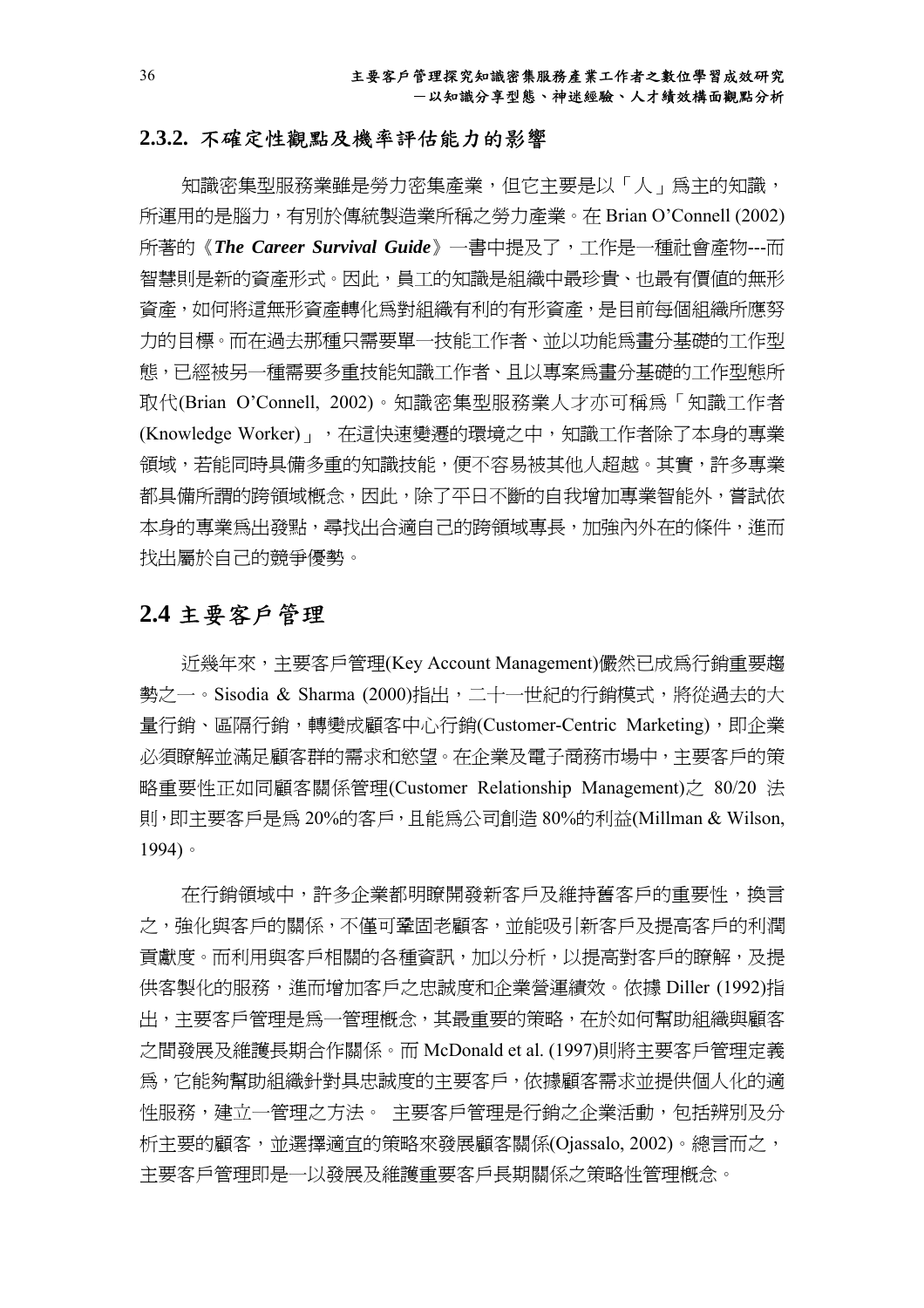### 2.3.2. 不確定性觀點及機率評估能力的影響

知識密集型服務業雖是勞力密集產業，但它主要是以「人」爲主的知識，所運用的是腦力，有別於傳統製造業所稱之勞力產業。在 Brian O'Connell (2002) 所著的《***The Career Survival Guide***》一書中提及了，工作是一種社會產物---而智慧則是新的資產形式。因此，員工的知識是組織中最珍貴、也最有價值的無形資產，如何將這無形資產轉化爲對組織有利的有形資產，是目前每個組織所應努力的目標。而在過去那種只需要單一技能工作者、並以功能爲畫分基礎的工作型態，已經被另一種需要多重技能知識工作者、且以專案爲畫分基礎的工作型態所取代(Brian O'Connell, 2002)。知識密集型服務業人才亦可稱爲「知識工作者(Knowledge Worker)」，在這快速變遷的環境之中，知識工作者除了本身的專業領域，若能同時具備多重的知識技能，便不容易被其他人超越。其實，許多專業都具備所謂的跨領域概念，因此，除了平日不斷的自我增加專業智能外，嘗試依本身的專業爲出發點，尋找出合適自己的跨領域專長，加強內外在的條件，進而找出屬於自己的競爭優勢。

## 2.4 主要客戶管理

近幾年來，主要客戶管理(Key Account Management)儼然已成爲行銷重要趨勢之一。Sisodia & Sharma (2000)指出，二十一世紀的行銷模式，將從過去的大量行銷、區隔行銷，轉變成顧客中心行銷(Customer-Centric Marketing)，即企業必須瞭解並滿足顧客群的需求和慾望。在企業及電子商務市場中，主要客戶的策略重要性正如同顧客關係管理(Customer Relationship Management)之 80/20 法則，即主要客戶是爲 20%的客戶，且能爲公司創造 80%的利益(Millman & Wilson, 1994)。

在行銷領域中，許多企業都明瞭開發新客戶及維持舊客戶的重要性，換言之，強化與客戶的關係，不僅可鞏固老顧客，並能吸引新客戶及提高客戶的利潤貢獻度。而利用與客戶相關的各種資訊，加以分析，以提高對客戶的瞭解，及提供客製化的服務，進而增加客戶之忠誠度和企業營運績效。依據 Diller (1992)指出，主要客戶管理是爲一管理概念，其最重要的策略，在於如何幫助組織與顧客之間發展及維護長期合作關係。而 McDonald et al. (1997)則將主要客戶管理定義爲，它能夠幫助組織針對具忠誠度的主要客戶，依據顧客需求並提供個人化的適性服務，建立一管理之方法。 主要客戶管理是行銷之企業活動，包括辨別及分析主要的顧客，並選擇適宜的策略來發展顧客關係(Ojassalo, 2002)。總言而之，主要客戶管理即是一以發展及維護重要客戶長期關係之策略性管理概念。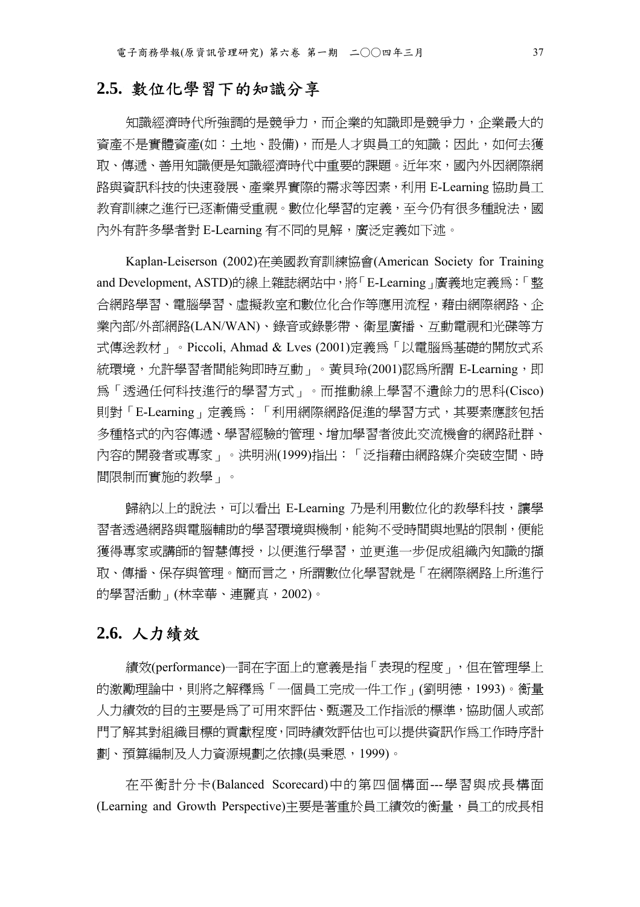## 2.5. 數位化學習下的知識分享

知識經濟時代所強調的是競爭力，而企業的知識即是競爭力，企業最大的資產不是實體資產(如：土地、設備)，而是人才與員工的知識；因此，如何去獲取、傳遞、善用知識便是知識經濟時代中重要的課題。近年來，國內外因網際網路與資訊科技的快速發展、產業界實際的需求等因素，利用 E-Learning 協助員工教育訓練之進行已逐漸備受重視。數位化學習的定義，至今仍有很多種說法，國內外有許多學者對 E-Learning 有不同的見解，廣泛定義如下述。

Kaplan-Leiserson (2002)在美國教育訓練協會(American Society for Training and Development, ASTD)的線上雜誌網站中，將「E-Learning」廣義地定義為：「整合網路學習、電腦學習、虛擬教室和數位化合作等應用流程，藉由網際網路、企業內部/外部網路(LAN/WAN)、錄音或錄影帶、衛星廣播、互動電視和光碟等方式傳送教材」。Piccoli, Ahmad & Lves (2001)定義為「以電腦為基礎的開放式系統環境，允許學習者間能夠即時互動」。黃貝玲(2001)認為所謂 E-Learning，即為「透過任何科技進行的學習方式」。而推動線上學習不遺餘力的思科(Cisco)則對「E-Learning」定義為：「利用網際網路促進的學習方式，其要素應該包括多種格式的內容傳遞、學習經驗的管理、增加學習者彼此交流機會的網路社群、內容的開發者或專家」。洪明洲(1999)指出：「泛指藉由網路媒介突破空間、時間限制而實施的教學」。

歸納以上的說法，可以看出 E-Learning 乃是利用數位化的教學科技，讓學習者透過網路與電腦輔助的學習環境與機制，能夠不受時間與地點的限制，便能獲得專家或講師的智慧傳授，以便進行學習，並更進一步促成組織內知識的擷取、傳播、保存與管理。簡而言之，所謂數位化學習就是「在網際網路上所進行的學習活動」(林幸華、連麗真，2002)。

## 2.6. 人力績效

績效(performance)一詞在字面上的意義是指「表現的程度」，但在管理學上的激勵理論中，則將之解釋為「一個員工完成一件工作」(劉明德，1993)。衡量人力績效的目的主要是為了可用來評估、甄選及工作指派的標準，協助個人或部門了解其對組織目標的貢獻程度，同時績效評估也可以提供資訊作為工作時序計劃、預算編制及人力資源規劃之依據(吳秉恩，1999)。

在平衡計分卡(Balanced Scorecard)中的第四個構面---學習與成長構面(Learning and Growth Perspective)主要是著重於員工績效的衡量，員工的成長相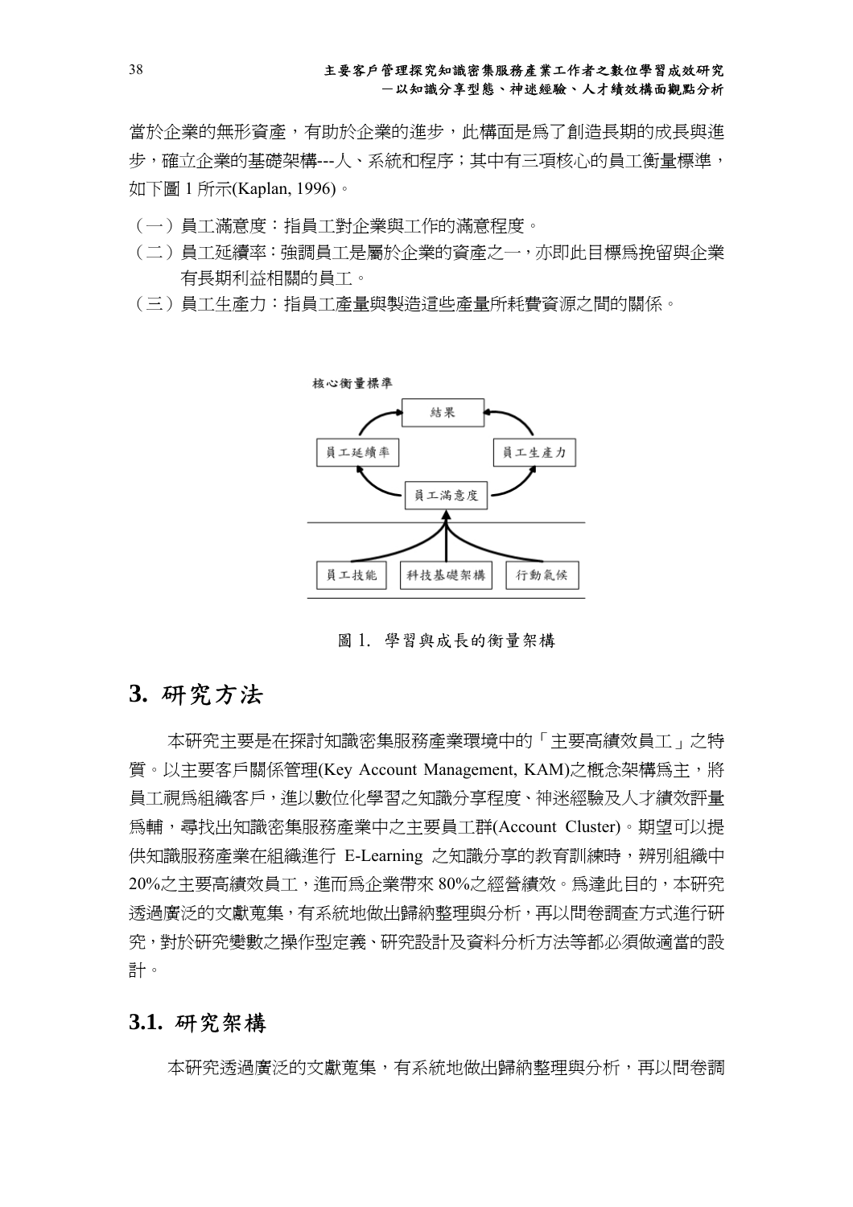當於企業的無形資產，有助於企業的進步，此構面是爲了創造長期的成長與進步，確立企業的基礎架構---人、系統和程序；其中有三項核心的員工衡量標準，如下圖 1 所示(Kaplan, 1996)。

（一）員工滿意度：指員工對企業與工作的滿意程度。

（二）員工延續率：強調員工是屬於企業的資產之一，亦即此目標爲挽留與企業有長期利益相關的員工。

（三）員工生產力：指員工產量與製造這些產量所耗費資源之間的關係。

核心衡量標準

結果

員工延續率　員工生產力

員工滿意度

員工技能　科技基礎架構　行動氣候

圖 1. 學習與成長的衡量架構

## 3. 研究方法

本研究主要是在探討知識密集服務產業環境中的「主要高績效員工」之特質。以主要客戶關係管理(Key Account Management, KAM)之概念架構爲主，將員工視爲組織客戶，進以數位化學習之知識分享程度、神迷經驗及人才績效評量爲輔，尋找出知識密集服務產業中之主要員工群(Account Cluster)。期望可以提供知識服務產業在組織進行 E-Learning 之知識分享的教育訓練時，辨別組織中 20%之主要高績效員工，進而爲企業帶來 80%之經營績效。爲達此目的，本研究透過廣泛的文獻蒐集，有系統地做出歸納整理與分析，再以問卷調查方式進行研究，對於研究變數之操作型定義、研究設計及資料分析方法等都必須做適當的設計。

### 3.1. 研究架構

本研究透過廣泛的文獻蒐集，有系統地做出歸納整理與分析，再以問卷調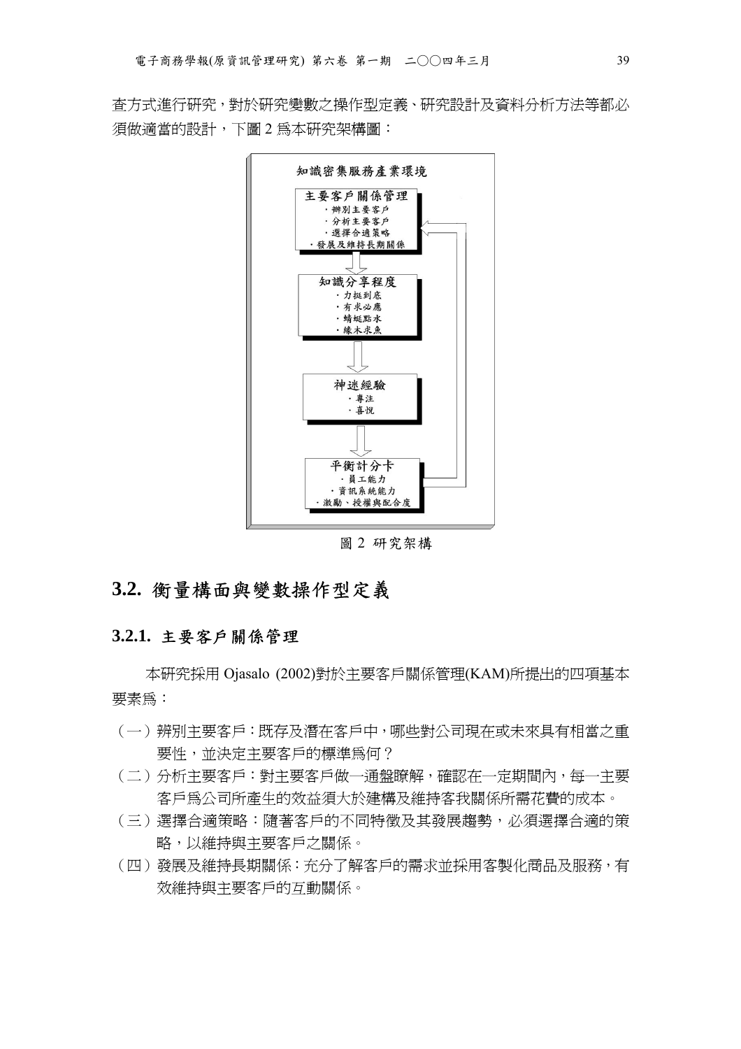查方式進行研究，對於研究變數之操作型定義、研究設計及資料分析方法等都必須做適當的設計，下圖 2 爲本研究架構圖：

知識密集服務產業環境

主要客戶關係管理
- 辨別主要客戶
- 分析主要客戶
- 選擇合適策略
- 發展及維持長期關係

知識分享程度
- 力挺到底
- 有求必應
- 蜻蜓點水
- 緣木求魚

神迷經驗
- 專注
- 喜悅

平衡計分卡
- 員工能力
- 資訊系統能力
- 激勵、授權與配合度

圖 2 研究架構

## 3.2. 衡量構面與變數操作型定義

### 3.2.1. 主要客戶關係管理

本研究採用 Ojasalo (2002)對於主要客戶關係管理(KAM)所提出的四項基本要素爲：

（一）辨別主要客戶：既存及潛在客戶中，哪些對公司現在或未來具有相當之重要性，並決定主要客戶的標準爲何？

（二）分析主要客戶：對主要客戶做一通盤瞭解，確認在一定期間內，每一主要客戶爲公司所產生的效益須大於建構及維持客我關係所需花費的成本。

（三）選擇合適策略：隨著客戶的不同特徵及其發展趨勢，必須選擇合適的策略，以維持與主要客戶之關係。

（四）發展及維持長期關係：充分了解客戶的需求並採用客製化商品及服務，有效維持與主要客戶的互動關係。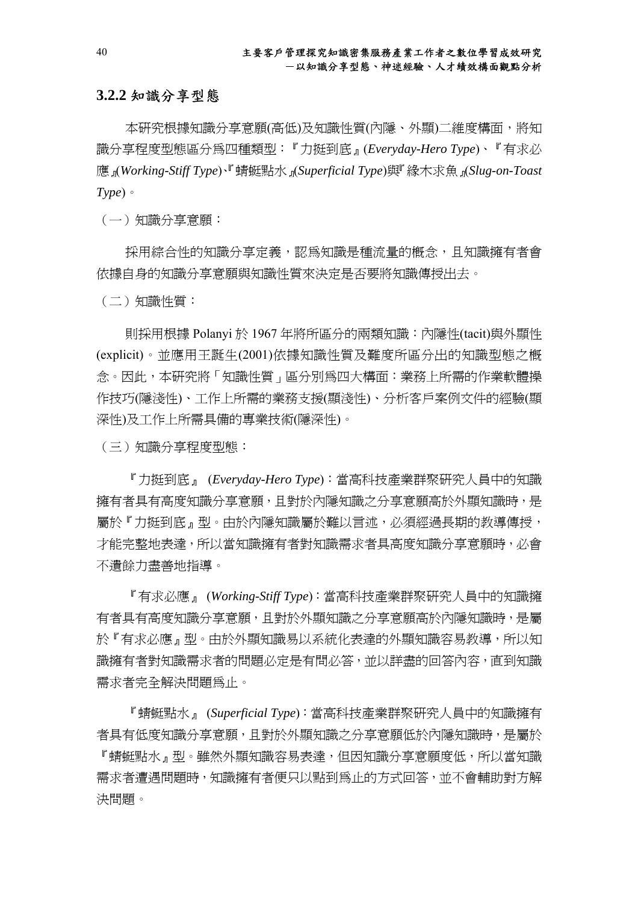### 3.2.2 知識分享型態

本研究根據知識分享意願(高低)及知識性質(內隱、外顯)二維度構面，將知識分享程度型態區分爲四種類型：『力挺到底』(*Everyday-Hero Type*)、『有求必應』(*Working-Stiff Type*)、『蜻蜓點水』(*Superficial Type*)與『緣木求魚』(*Slug-on-Toast Type*)。

（一）知識分享意願：

採用綜合性的知識分享定義，認爲知識是種流量的概念，且知識擁有者會依據自身的知識分享意願與知識性質來決定是否要將知識傳授出去。

（二）知識性質：

則採用根據 Polanyi 於 1967 年將所區分的兩類知識：內隱性(tacit)與外顯性(explicit)。並應用王誕生(2001)依據知識性質及難度所區分出的知識型態之概念。因此，本研究將「知識性質」區分別爲四大構面：業務上所需的作業軟體操作技巧(隱淺性)、工作上所需的業務支援(顯淺性)、分析客戶案例文件的經驗(顯深性)及工作上所需具備的專業技術(隱深性)。

（三）知識分享程度型態：

『力挺到底』 (*Everyday-Hero Type*)：當高科技產業群聚研究人員中的知識擁有者具有高度知識分享意願，且對於內隱知識之分享意願高於外顯知識時，是屬於『力挺到底』型。由於內隱知識屬於難以言述，必須經過長期的教導傳授，才能完整地表達，所以當知識擁有者對知識需求者具高度知識分享意願時，必會不遺餘力盡善地指導。

『有求必應』 (*Working-Stiff Type*)：當高科技產業群聚研究人員中的知識擁有者具有高度知識分享意願，且對於外顯知識之分享意願高於內隱知識時，是屬於『有求必應』型。由於外顯知識易以系統化表達的外顯知識容易教導，所以知識擁有者對知識需求者的問題必定是有問必答，並以詳盡的回答內容，直到知識需求者完全解決問題爲止。

『蜻蜓點水』 (*Superficial Type*)：當高科技產業群聚研究人員中的知識擁有者具有低度知識分享意願，且對於外顯知識之分享意願低於內隱知識時，是屬於『蜻蜓點水』型。雖然外顯知識容易表達，但因知識分享意願度低，所以當知識需求者遭遇問題時，知識擁有者便只以點到爲止的方式回答，並不會輔助對方解決問題。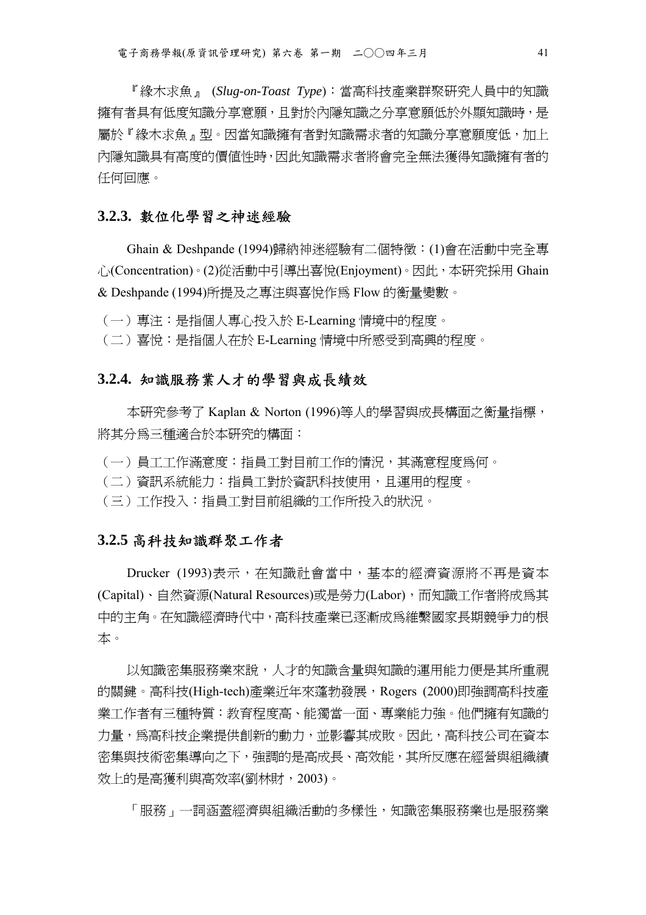『緣木求魚』 (*Slug-on-Toast Type*)：當高科技產業群聚研究人員中的知識擁有者具有低度知識分享意願，且對於內隱知識之分享意願低於外顯知識時，是屬於『緣木求魚』型。因當知識擁有者對知識需求者的知識分享意願度低，加上內隱知識具有高度的價值性時，因此知識需求者將會完全無法獲得知識擁有者的任何回應。

### 3.2.3. 數位化學習之神迷經驗

Ghain & Deshpande (1994)歸納神迷經驗有二個特徵：(1)會在活動中完全專心(Concentration)。(2)從活動中引導出喜悅(Enjoyment)。因此，本研究採用 Ghain & Deshpande (1994)所提及之專注與喜悅作爲 Flow 的衡量變數。

（一）專注：是指個人專心投入於 E-Learning 情境中的程度。
（二）喜悅：是指個人在於 E-Learning 情境中所感受到高興的程度。

### 3.2.4. 知識服務業人才的學習與成長績效

本研究參考了 Kaplan & Norton (1996)等人的學習與成長構面之衡量指標，將其分爲三種適合於本研究的構面：

（一）員工工作滿意度：指員工對目前工作的情況，其滿意程度爲何。
（二）資訊系統能力：指員工對於資訊科技使用，且運用的程度。
（三）工作投入：指員工對目前組織的工作所投入的狀況。

### 3.2.5 高科技知識群聚工作者

Drucker (1993)表示，在知識社會當中，基本的經濟資源將不再是資本(Capital)、自然資源(Natural Resources)或是勞力(Labor)，而知識工作者將成爲其中的主角。在知識經濟時代中，高科技產業已逐漸成爲維繫國家長期競爭力的根本。

以知識密集服務業來說，人才的知識含量與知識的運用能力便是其所重視的關鍵。高科技(High-tech)產業近年來蓬勃發展，Rogers (2000)即強調高科技產業工作者有三種特質：教育程度高、能獨當一面、專業能力強。他們擁有知識的力量，爲高科技企業提供創新的動力，並影響其成敗。因此，高科技公司在資本密集與技術密集導向之下，強調的是高成長、高效能，其所反應在經營與組織績效上的是高獲利與高效率(劉林財，2003)。

「服務」一詞涵蓋經濟與組織活動的多樣性，知識密集服務業也是服務業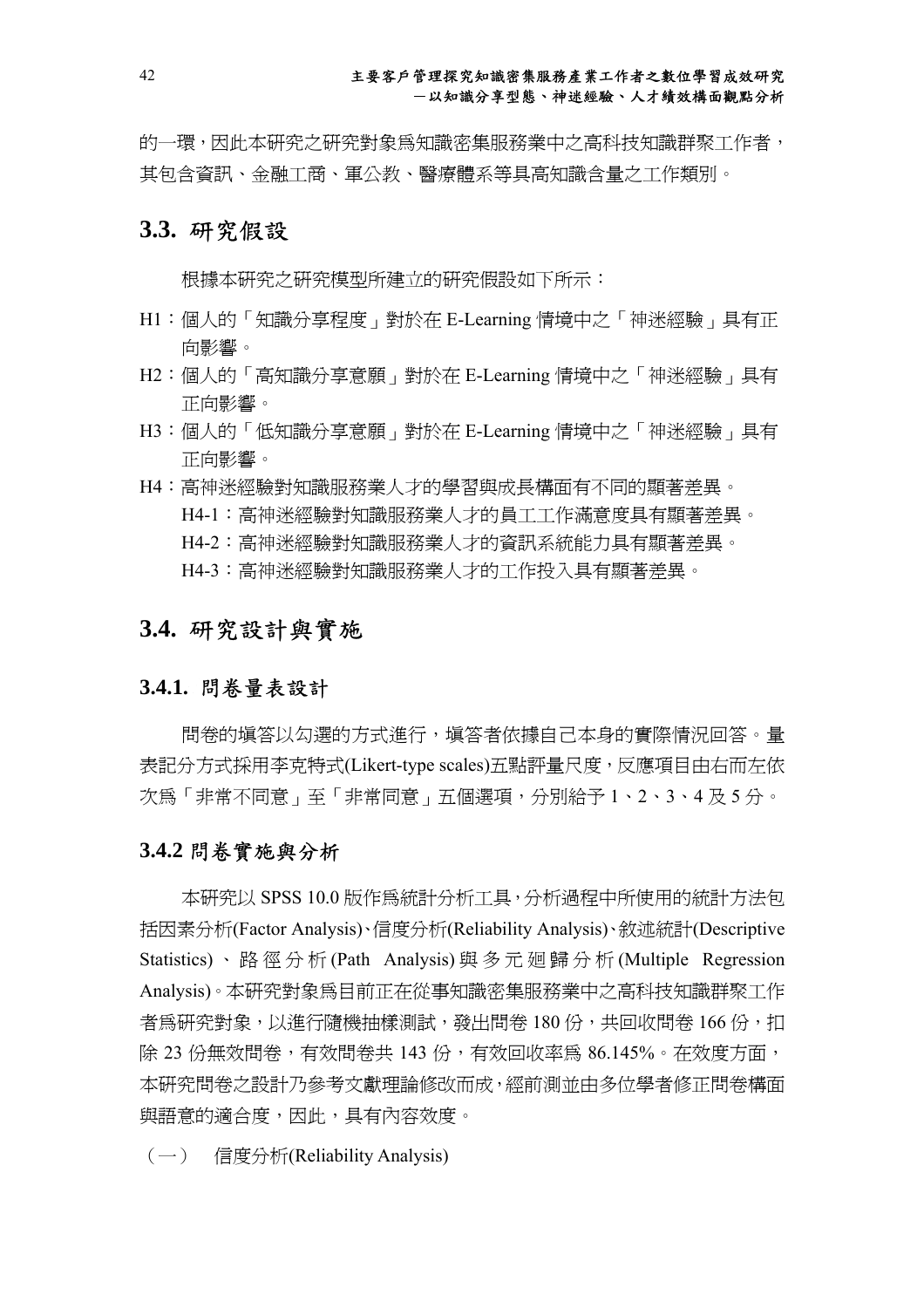的一環，因此本研究之研究對象爲知識密集服務業中之高科技知識群聚工作者，其包含資訊、金融工商、軍公教、醫療體系等具高知識含量之工作類別。

## 3.3. 研究假設

根據本研究之研究模型所建立的研究假設如下所示：

H1：個人的「知識分享程度」對於在 E-Learning 情境中之「神迷經驗」具有正向影響。

H2：個人的「高知識分享意願」對於在 E-Learning 情境中之「神迷經驗」具有正向影響。

H3：個人的「低知識分享意願」對於在 E-Learning 情境中之「神迷經驗」具有正向影響。

H4：高神迷經驗對知識服務業人才的學習與成長構面有不同的顯著差異。

- H4-1：高神迷經驗對知識服務業人才的員工工作滿意度具有顯著差異。
- H4-2：高神迷經驗對知識服務業人才的資訊系統能力具有顯著差異。
- H4-3：高神迷經驗對知識服務業人才的工作投入具有顯著差異。

## 3.4. 研究設計與實施

### 3.4.1. 問卷量表設計

問卷的填答以勾選的方式進行，填答者依據自己本身的實際情況回答。量表記分方式採用李克特式(Likert-type scales)五點評量尺度，反應項目由右而左依次爲「非常不同意」至「非常同意」五個選項，分別給予 1、2、3、4 及 5 分。

### 3.4.2 問卷實施與分析

本研究以 SPSS 10.0 版作爲統計分析工具，分析過程中所使用的統計方法包括因素分析(Factor Analysis)、信度分析(Reliability Analysis)、敘述統計(Descriptive Statistics)、路徑分析(Path Analysis)與多元廻歸分析(Multiple Regression Analysis)。本研究對象爲目前正在從事知識密集服務業中之高科技知識群聚工作者爲研究對象，以進行隨機抽樣測試，發出問卷 180 份，共回收問卷 166 份，扣除 23 份無效問卷，有效問卷共 143 份，有效回收率爲 86.145%。在效度方面，本研究問卷之設計乃參考文獻理論修改而成，經前測並由多位學者修正問卷構面與語意的適合度，因此，具有內容效度。

（一） 信度分析(Reliability Analysis)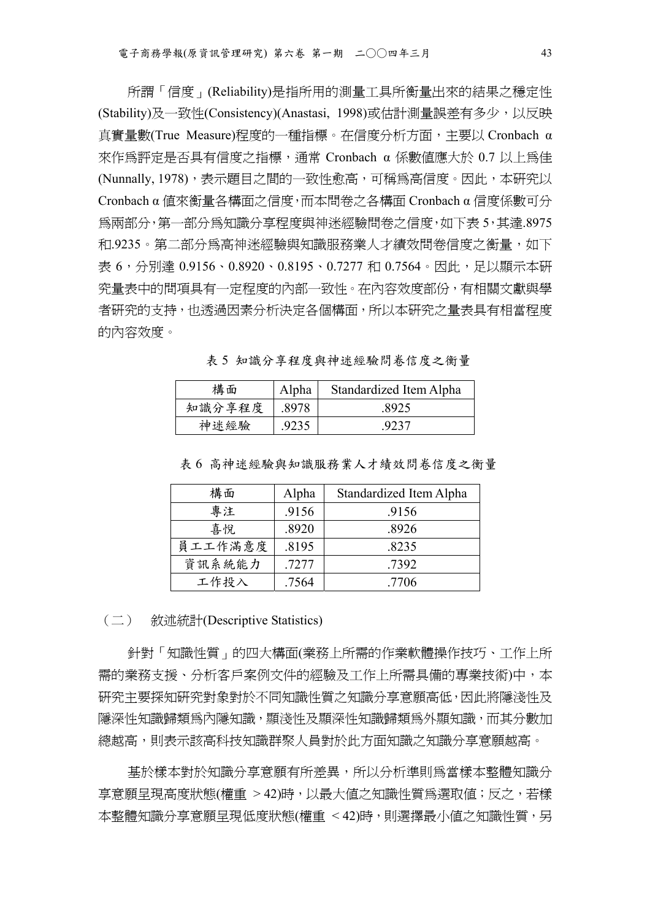所謂「信度」(Reliability)是指所用的測量工具所衡量出來的結果之穩定性(Stability)及一致性(Consistency)(Anastasi, 1998)或估計測量誤差有多少，以反映真實量數(True Measure)程度的一種指標。在信度分析方面，主要以 Cronbach α 來作爲評定是否具有信度之指標，通常 Cronbach α 係數值應大於 0.7 以上爲佳(Nunnally, 1978)，表示題目之間的一致性愈高，可稱爲高信度。因此，本研究以 Cronbach α 值來衡量各構面之信度，而本問卷之各構面 Cronbach α 信度係數可分爲兩部分，第一部分爲知識分享程度與神迷經驗問卷之信度，如下表 5，其達.8975 和.9235。第二部分爲高神迷經驗與知識服務業人才績效問卷信度之衡量，如下表 6，分別達 0.9156、0.8920、0.8195、0.7277 和 0.7564。因此，足以顯示本研究量表中的問項具有一定程度的內部一致性。在內容效度部份，有相關文獻與學者研究的支持，也透過因素分析決定各個構面，所以本研究之量表具有相當程度的內容效度。

表 5 知識分享程度與神迷經驗問卷信度之衡量

| 構面 | Alpha | Standardized Item Alpha |
|---|---|---|
| 知識分享程度 | .8978 | .8925 |
| 神迷經驗 | .9235 | .9237 |

表 6 高神迷經驗與知識服務業人才績效問卷信度之衡量

| 構面 | Alpha | Standardized Item Alpha |
|---|---|---|
| 專注 | .9156 | .9156 |
| 喜悅 | .8920 | .8926 |
| 員工工作滿意度 | .8195 | .8235 |
| 資訊系統能力 | .7277 | .7392 |
| 工作投入 | .7564 | .7706 |

（二） 敘述統計(Descriptive Statistics)

針對「知識性質」的四大構面(業務上所需的作業軟體操作技巧、工作上所需的業務支援、分析客戶案例文件的經驗及工作上所需具備的專業技術)中，本研究主要探知研究對象對於不同知識性質之知識分享意願高低，因此將隱淺性及隱深性知識歸類爲內隱知識，顯淺性及顯深性知識歸類爲外顯知識，而其分數加總越高，則表示該高科技知識群聚人員對於此方面知識之知識分享意願越高。

基於樣本對於知識分享意願有所差異，所以分析準則爲當樣本整體知識分享意願呈現高度狀態(權重 > 42)時，以最大值之知識性質爲選取值；反之，若樣本整體知識分享意願呈現低度狀態(權重 < 42)時，則選擇最小值之知識性質，另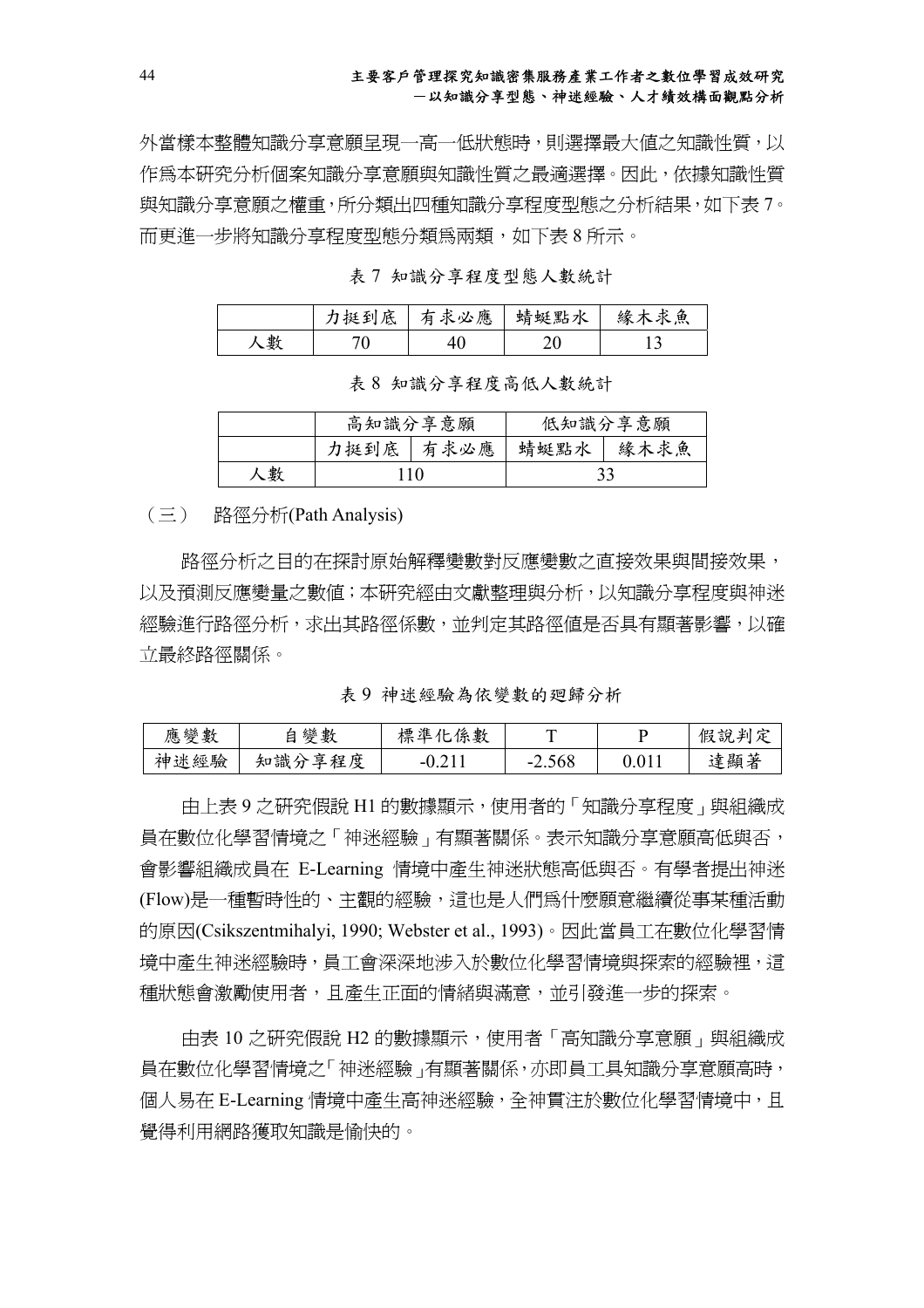外當樣本整體知識分享意願呈現一高一低狀態時，則選擇最大值之知識性質，以作為本研究分析個案知識分享意願與知識性質之最適選擇。因此，依據知識性質與知識分享意願之權重，所分類出四種知識分享程度型態之分析結果，如下表 7。而更進一步將知識分享程度型態分類為兩類，如下表 8 所示。

表 7 知識分享程度型態人數統計

| | 力挺到底 | 有求必應 | 蜻蜓點水 | 緣木求魚 |
|---|---|---|---|---|
| 人數 | 70 | 40 | 20 | 13 |

表 8 知識分享程度高低人數統計

| | 高知識分享意願 | | 低知識分享意願 | |
|---|---|---|---|---|
| | 力挺到底 | 有求必應 | 蜻蜓點水 | 緣木求魚 |
| 人數 | 110 | | 33 | |

（三） 路徑分析(Path Analysis)

路徑分析之目的在探討原始解釋變數對反應變數之直接效果與間接效果，以及預測反應變量之數值；本研究經由文獻整理與分析，以知識分享程度與神迷經驗進行路徑分析，求出其路徑係數，並判定其路徑值是否具有顯著影響，以確立最終路徑關係。

表 9 神迷經驗為依變數的迴歸分析

| 應變數 | 自變數 | 標準化係數 | T | P | 假說判定 |
|---|---|---|---|---|---|
| 神迷經驗 | 知識分享程度 | -0.211 | -2.568 | 0.011 | 達顯著 |

由上表 9 之研究假說 H1 的數據顯示，使用者的「知識分享程度」與組織成員在數位化學習情境之「神迷經驗」有顯著關係。表示知識分享意願高低與否，會影響組織成員在 E-Learning 情境中產生神迷狀態高低與否。有學者提出神迷(Flow)是一種暫時性的、主觀的經驗，這也是人們為什麼願意繼續從事某種活動的原因(Csikszentmihalyi, 1990; Webster et al., 1993)。因此當員工在數位化學習情境中產生神迷經驗時，員工會深深地涉入於數位化學習情境與探索的經驗裡，這種狀態會激勵使用者，且產生正面的情緒與滿意，並引發進一步的探索。

由表 10 之研究假說 H2 的數據顯示，使用者「高知識分享意願」與組織成員在數位化學習情境之「神迷經驗」有顯著關係，亦即員工具知識分享意願高時，個人易在 E-Learning 情境中產生高神迷經驗，全神貫注於數位化學習情境中，且覺得利用網路獲取知識是愉快的。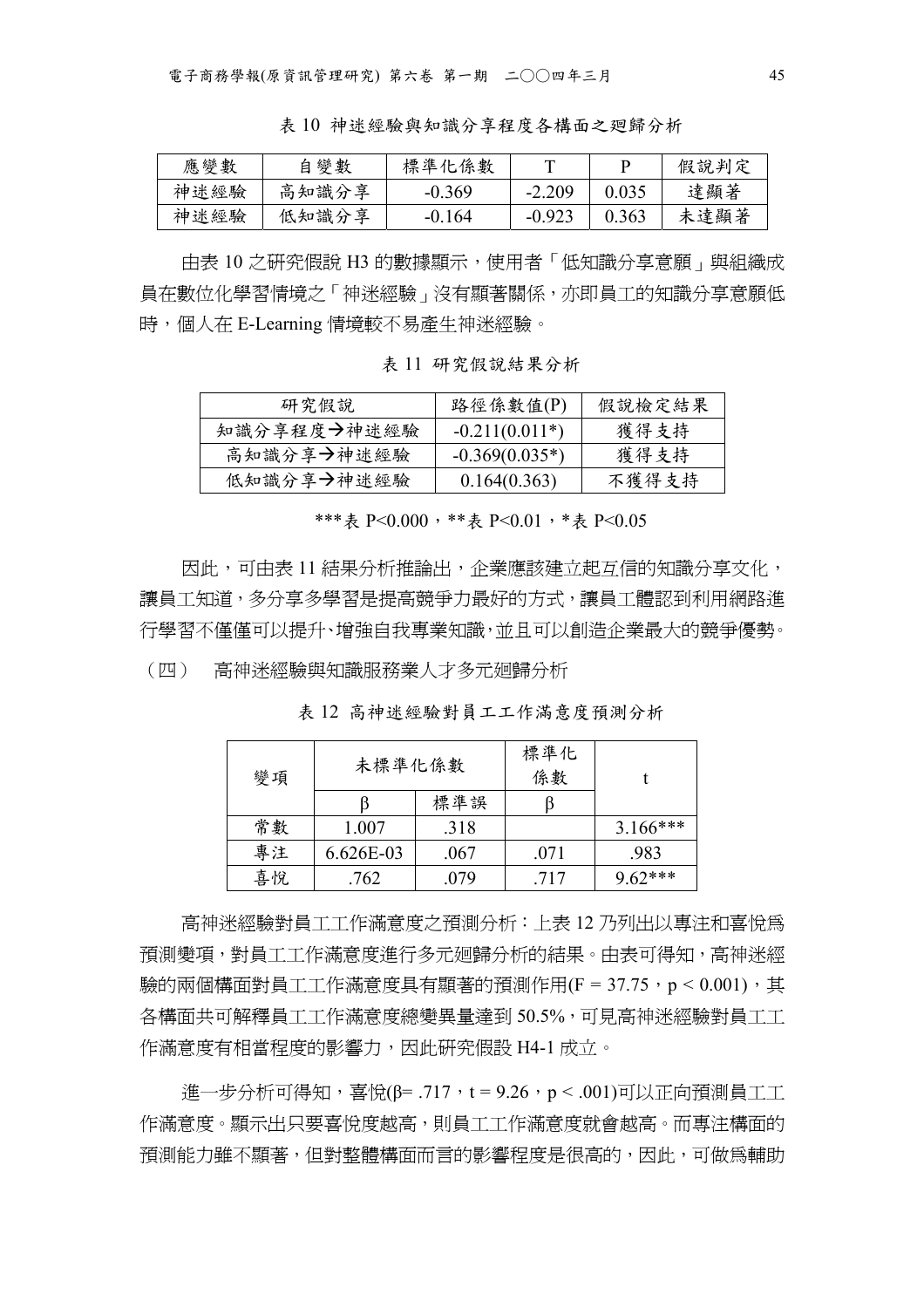表 10 神迷經驗與知識分享程度各構面之迴歸分析

| 應變數 | 自變數 | 標準化係數 | T | P | 假說判定 |
|---|---|---|---|---|---|
| 神迷經驗 | 高知識分享 | -0.369 | -2.209 | 0.035 | 達顯著 |
| 神迷經驗 | 低知識分享 | -0.164 | -0.923 | 0.363 | 未達顯著 |

由表 10 之研究假說 H3 的數據顯示，使用者「低知識分享意願」與組織成員在數位化學習情境之「神迷經驗」沒有顯著關係，亦即員工的知識分享意願低時，個人在 E-Learning 情境較不易產生神迷經驗。

表 11 研究假說結果分析

| 研究假說 | 路徑係數值(P) | 假說檢定結果 |
|---|---|---|
| 知識分享程度→神迷經驗 | -0.211(0.011*) | 獲得支持 |
| 高知識分享→神迷經驗 | -0.369(0.035*) | 獲得支持 |
| 低知識分享→神迷經驗 | 0.164(0.363) | 不獲得支持 |

***表 P<0.000，**表 P<0.01，*表 P<0.05

因此，可由表 11 結果分析推論出，企業應該建立起互信的知識分享文化，讓員工知道，多分享多學習是提高競爭力最好的方式，讓員工體認到利用網路進行學習不僅僅可以提升、增強自我專業知識，並且可以創造企業最大的競爭優勢。

（四） 高神迷經驗與知識服務業人才多元廻歸分析

表 12 高神迷經驗對員工工作滿意度預測分析

| 變項 | 未標準化係數 | | 標準化係數 | t |
|---|---|---|---|---|
| | β | 標準誤 | β | |
| 常數 | 1.007 | .318 | | 3.166*** |
| 專注 | 6.626E-03 | .067 | .071 | .983 |
| 喜悅 | .762 | .079 | .717 | 9.62*** |

高神迷經驗對員工工作滿意度之預測分析：上表 12 乃列出以專注和喜悅為預測變項，對員工工作滿意度進行多元廻歸分析的結果。由表可得知，高神迷經驗的兩個構面對員工工作滿意度具有顯著的預測作用($F = 37.75$，$p < 0.001$)，其各構面共可解釋員工工作滿意度總變異量達到 50.5%，可見高神迷經驗對員工工作滿意度有相當程度的影響力，因此研究假設 H4-1 成立。

進一步分析可得知，喜悅($\beta = .717$，$t = 9.26$，$p < .001$)可以正向預測員工工作滿意度。顯示出只要喜悅度越高，則員工工作滿意度就會越高。而專注構面的預測能力雖不顯著，但對整體構面而言的影響程度是很高的，因此，可做為輔助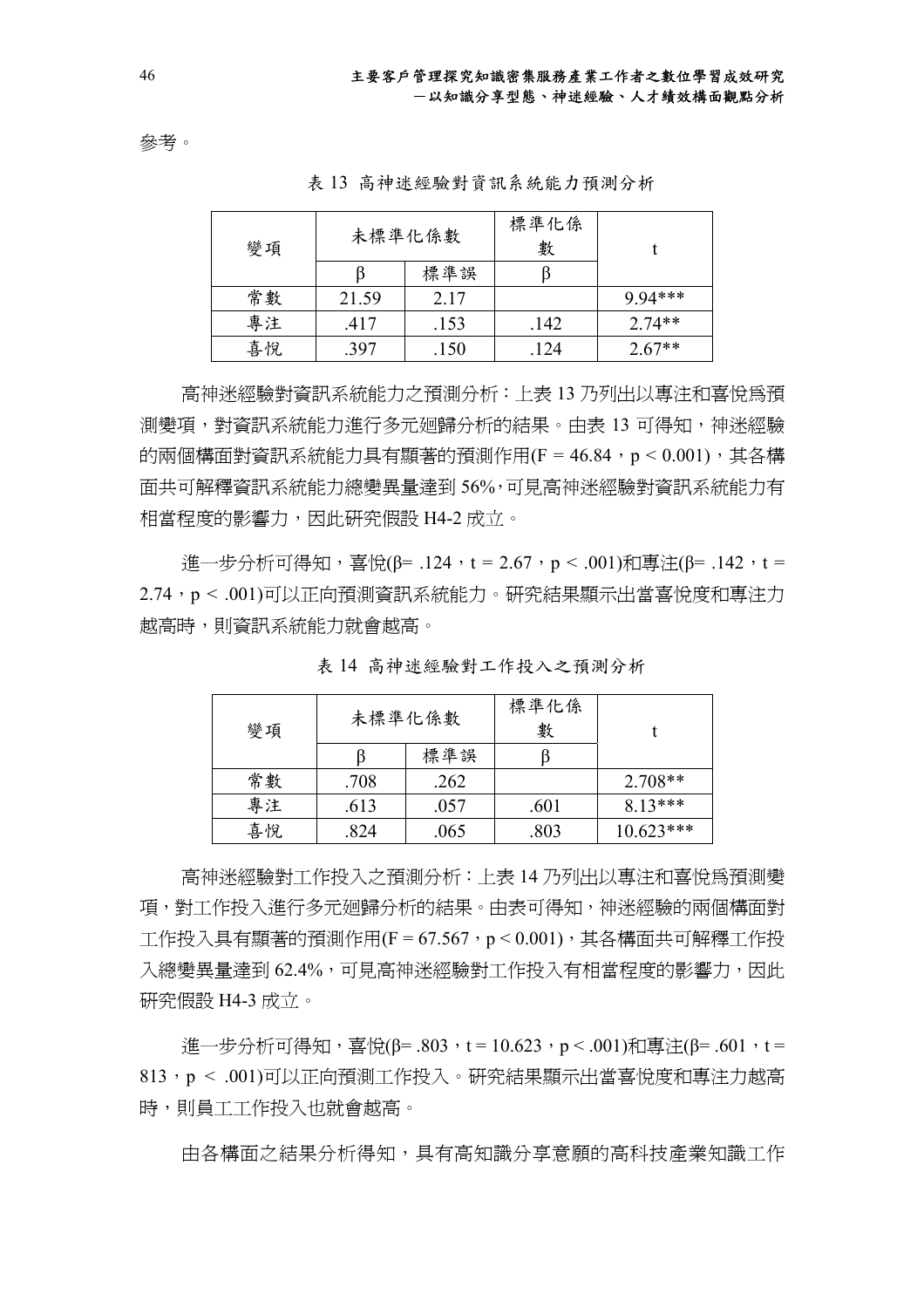參考。

表 13 高神迷經驗對資訊系統能力預測分析

| 變項 | 未標準化係數 | | 標準化係數 | t |
|---|---|---|---|---|
| | β | 標準誤 | β | |
| 常數 | 21.59 | 2.17 | | 9.94*** |
| 專注 | .417 | .153 | .142 | 2.74** |
| 喜悅 | .397 | .150 | .124 | 2.67** |

高神迷經驗對資訊系統能力之預測分析：上表 13 乃列出以專注和喜悅為預測變項，對資訊系統能力進行多元廻歸分析的結果。由表 13 可得知，神迷經驗的兩個構面對資訊系統能力具有顯著的預測作用($F = 46.84$，$p < 0.001$)，其各構面共可解釋資訊系統能力總變異量達到 56%，可見高神迷經驗對資訊系統能力有相當程度的影響力，因此研究假設 H4-2 成立。

進一步分析可得知，喜悅($\beta = .124$，$t = 2.67$，$p < .001$)和專注($\beta = .142$，$t = 2.74$，$p < .001$)可以正向預測資訊系統能力。研究結果顯示出當喜悅度和專注力越高時，則資訊系統能力就會越高。

表 14 高神迷經驗對工作投入之預測分析

| 變項 | 未標準化係數 | | 標準化係數 | t |
|---|---|---|---|---|
| | β | 標準誤 | β | |
| 常數 | .708 | .262 | | 2.708** |
| 專注 | .613 | .057 | .601 | 8.13*** |
| 喜悅 | .824 | .065 | .803 | 10.623*** |

高神迷經驗對工作投入之預測分析：上表 14 乃列出以專注和喜悅為預測變項，對工作投入進行多元廻歸分析的結果。由表可得知，神迷經驗的兩個構面對工作投入具有顯著的預測作用($F = 67.567$，$p < 0.001$)，其各構面共可解釋工作投入總變異量達到 62.4%，可見高神迷經驗對工作投入有相當程度的影響力，因此研究假設 H4-3 成立。

進一步分析可得知，喜悅($\beta = .803$，$t = 10.623$，$p < .001$)和專注($\beta = .601$，$t = 813$，$p < .001$)可以正向預測工作投入。研究結果顯示出當喜悅度和專注力越高時，則員工工作投入也就會越高。

由各構面之結果分析得知，具有高知識分享意願的高科技產業知識工作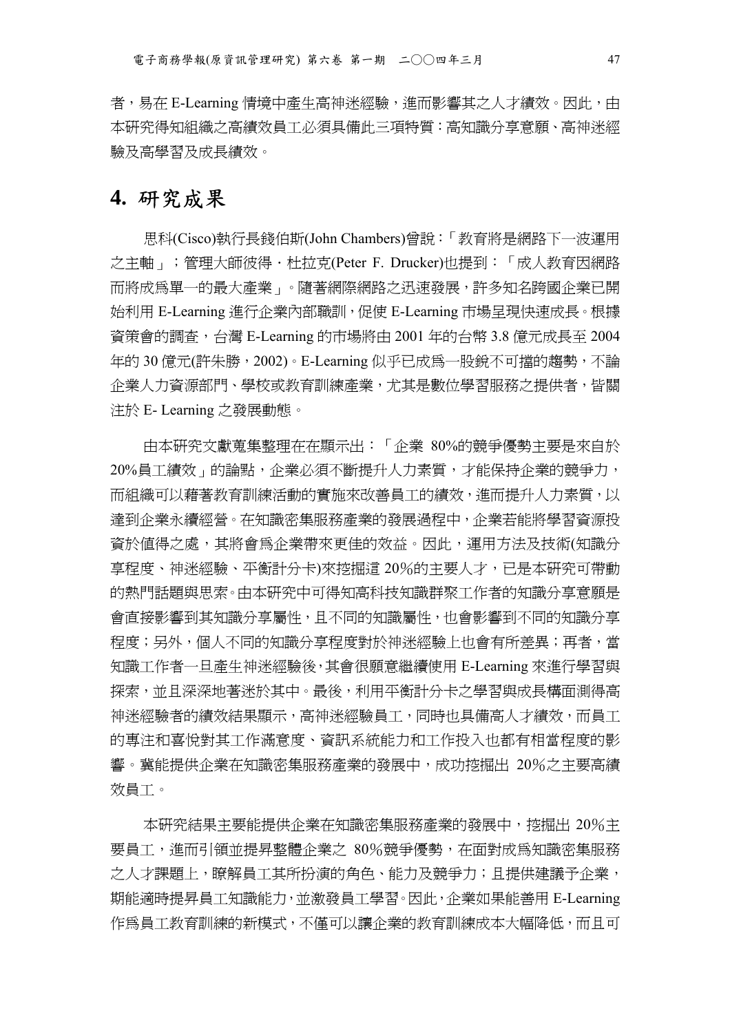者，易在 E-Learning 情境中產生高神迷經驗，進而影響其之人才績效。因此，由本研究得知組織之高績效員工必須具備此三項特質：高知識分享意願、高神迷經驗及高學習及成長績效。

# 4. 研究成果

思科(Cisco)執行長錢伯斯(John Chambers)曾說：「教育將是網路下一波運用之主軸」；管理大師彼得．杜拉克(Peter F. Drucker)也提到：「成人教育因網路而將成爲單一的最大產業」。隨著網際網路之迅速發展，許多知名跨國企業已開始利用 E-Learning 進行企業內部職訓，促使 E-Learning 市場呈現快速成長。根據資策會的調查，台灣 E-Learning 的市場將由 2001 年的台幣 3.8 億元成長至 2004 年的 30 億元(許朱勝，2002)。E-Learning 似乎已成爲一股銳不可擋的趨勢，不論企業人力資源部門、學校或教育訓練產業，尤其是數位學習服務之提供者，皆關注於 E- Learning 之發展動態。

由本研究文獻蒐集整理在在顯示出：「企業 80%的競爭優勢主要是來自於 20%員工績效」的論點，企業必須不斷提升人力素質，才能保持企業的競爭力，而組織可以藉著教育訓練活動的實施來改善員工的績效，進而提升人力素質，以達到企業永續經營。在知識密集服務產業的發展過程中，企業若能將學習資源投資於值得之處，其將會爲企業帶來更佳的效益。因此，運用方法及技術(知識分享程度、神迷經驗、平衡計分卡)來挖掘這 20%的主要人才，已是本研究可帶動的熱門話題與思索。由本研究中可得知高科技知識群聚工作者的知識分享意願是會直接影響到其知識分享屬性，且不同的知識屬性，也會影響到不同的知識分享程度；另外，個人不同的知識分享程度對於神迷經驗上也會有所差異；再者，當知識工作者一旦產生神迷經驗後，其會很願意繼續使用 E-Learning 來進行學習與探索，並且深深地著迷於其中。最後，利用平衡計分卡之學習與成長構面測得高神迷經驗者的績效結果顯示，高神迷經驗員工，同時也具備高人才績效，而員工的專注和喜悅對其工作滿意度、資訊系統能力和工作投入也都有相當程度的影響。冀能提供企業在知識密集服務產業的發展中，成功挖掘出 20%之主要高績效員工。

本研究結果主要能提供企業在知識密集服務產業的發展中，挖掘出 20%主要員工，進而引領並提昇整體企業之 80%競爭優勢，在面對成爲知識密集服務之人才課題上，瞭解員工其所扮演的角色、能力及競爭力；且提供建議予企業，期能適時提昇員工知識能力，並激發員工學習。因此，企業如果能善用 E-Learning 作爲員工教育訓練的新模式，不僅可以讓企業的教育訓練成本大幅降低，而且可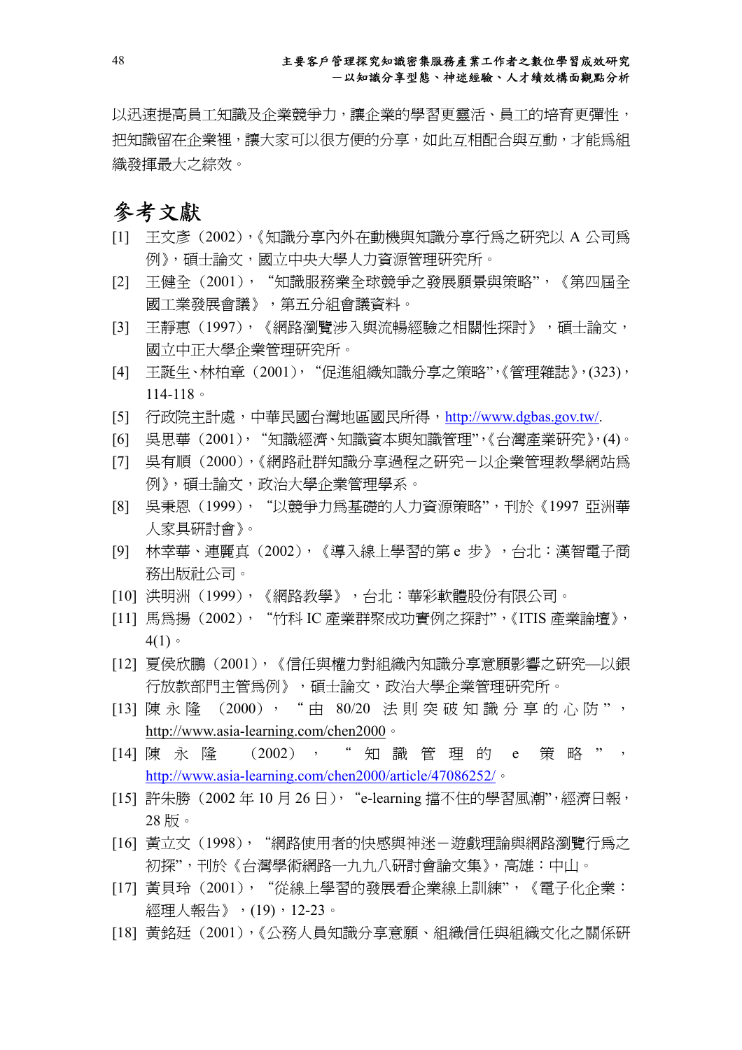以迅速提高員工知識及企業競爭力，讓企業的學習更靈活、員工的培育更彈性，把知識留在企業裡，讓大家可以很方便的分享，如此互相配合與互動，才能爲組織發揮最大之綜效。

# 參考文獻

[1] 王文彥（2002），《知識分享內外在動機與知識分享行爲之研究以 A 公司爲例》，碩士論文，國立中央大學人力資源管理研究所。

[2] 王健全（2001），“知識服務業全球競爭之發展願景與策略”，《第四屆全國工業發展會議》，第五分組會議資料。

[3] 王靜惠（1997），《網路瀏覽涉入與流暢經驗之相關性探討》，碩士論文，國立中正大學企業管理研究所。

[4] 王誕生、林柏章（2001），“促進組織知識分享之策略”，《管理雜誌》，(323)，114-118。

[5] 行政院主計處，中華民國台灣地區國民所得，http://www.dgbas.gov.tw/.

[6] 吳思華（2001），“知識經濟、知識資本與知識管理”，《台灣產業研究》，(4)。

[7] 吳有順（2000），《網路社群知識分享過程之研究－以企業管理教學網站爲例》，碩士論文，政治大學企業管理學系。

[8] 吳秉恩（1999），“以競爭力爲基礎的人力資源策略”，刊於《1997 亞洲華人家具研討會》。

[9] 林幸華、連麗真（2002），《導入線上學習的第 e 步》，台北：漢智電子商務出版社公司。

[10] 洪明洲（1999），《網路教學》，台北：華彩軟體股份有限公司。

[11] 馬爲揚（2002），“竹科 IC 產業群聚成功實例之探討”，《ITIS 產業論壇》，4(1)。

[12] 夏侯欣鵬（2001），《信任與權力對組織內知識分享意願影響之研究—以銀行放款部門主管爲例》，碩士論文，政治大學企業管理研究所。

[13] 陳永隆（2000），“由 80/20 法則突破知識分享的心防”，http://www.asia-learning.com/chen2000。

[14] 陳永隆（2002），“知識管理的 e 策略”，http://www.asia-learning.com/chen2000/article/47086252/。

[15] 許朱勝（2002 年 10 月 26 日），“e-learning 擋不住的學習風潮”，經濟日報，28 版。

[16] 黃立文（1998），“網路使用者的快感與神迷－遊戲理論與網路瀏覽行爲之初探”，刊於《台灣學術網路一九九八研討會論文集》，高雄：中山。

[17] 黃貝玲（2001），“從線上學習的發展看企業線上訓練”，《電子化企業：經理人報告》，(19)，12-23。

[18] 黃銘廷（2001），《公務人員知識分享意願、組織信任與組織文化之關係研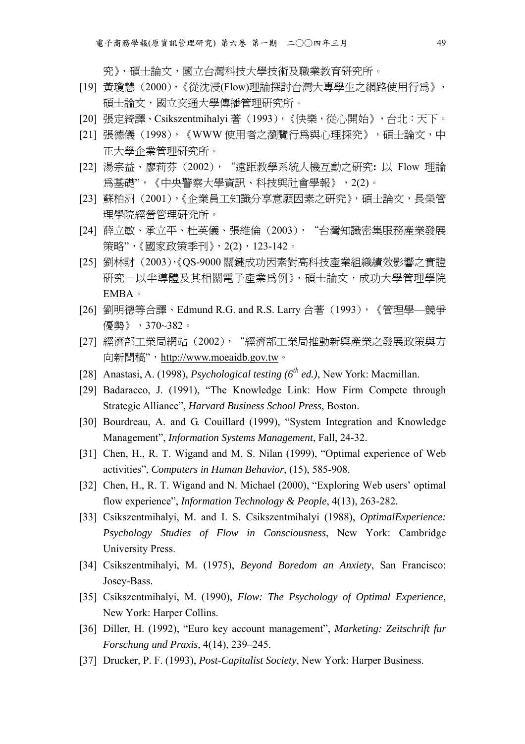究》，碩士論文，國立台灣科技大學技術及職業教育研究所。

[19] 黃瓊慧（2000），《從沈浸(Flow)理論探討台灣大專學生之網路使用行為》，碩士論文，國立交通大學傳播管理研究所。

[20] 張定綺譯、Csikszentmihalyi 著（1993），《快樂，從心開始》，台北：天下。

[21] 張德儀（1998），《WWW 使用者之瀏覽行為與心理探究》，碩士論文，中正大學企業管理研究所。

[22] 湯宗益、廖莉芬（2002），"遠距教學系統人機互動之研究**:** 以 Flow 理論為基礎"，《中央警察大學資訊、科技與社會學報》，2(2)。

[23] 蘇柏洲（2001），《企業員工知識分享意願因素之研究》，碩士論文，長榮管理學院經營管理研究所。

[24] 薛立敏、承立平、杜英儀、張維倫（2003），"台灣知識密集服務產業發展策略"，《國家政策季刊》，2(2)，123-142。

[25] 劉林財（2003），《QS-9000 關鍵成功因素對高科技產業組織績效影響之實證研究－以半導體及其相關電子產業為例》，碩士論文，成功大學管理學院 EMBA。

[26] 劉明德等合譯、Edmund R.G. and R.S. Larry 合著（1993），《管理學—競爭優勢》，370~382。

[27] 經濟部工業局網站（2002），"經濟部工業局推動新興產業之發展政策與方向新聞稿"，http://www.moeaidb.gov.tw。

[28] Anastasi, A. (1998), *Psychological testing (6th ed.)*, New York: Macmillan.

[29] Badaracco, J. (1991), "The Knowledge Link: How Firm Compete through Strategic Alliance", *Harvard Business School Press*, Boston.

[30] Bourdreau, A. and G. Couillard (1999), "System Integration and Knowledge Management", *Information Systems Management*, Fall, 24-32.

[31] Chen, H., R. T. Wigand and M. S. Nilan (1999), "Optimal experience of Web activities", *Computers in Human Behavior*, (15), 585-908.

[32] Chen, H., R. T. Wigand and N. Michael (2000), "Exploring Web users' optimal flow experience", *Information Technology & People*, 4(13), 263-282.

[33] Csikszentmihalyi, M. and I. S. Csikszentmihalyi (1988), *OptimalExperience: Psychology Studies of Flow in Consciousness*, New York: Cambridge University Press.

[34] Csikszentmihalyi, M. (1975), *Beyond Boredom an Anxiety*, San Francisco: Josey-Bass.

[35] Csikszentmihalyi, M. (1990), *Flow: The Psychology of Optimal Experience*, New York: Harper Collins.

[36] Diller, H. (1992), "Euro key account management", *Marketing: Zeitschrift fur Forschung und Praxis*, 4(14), 239–245.

[37] Drucker, P. F. (1993), *Post-Capitalist Society*, New York: Harper Business.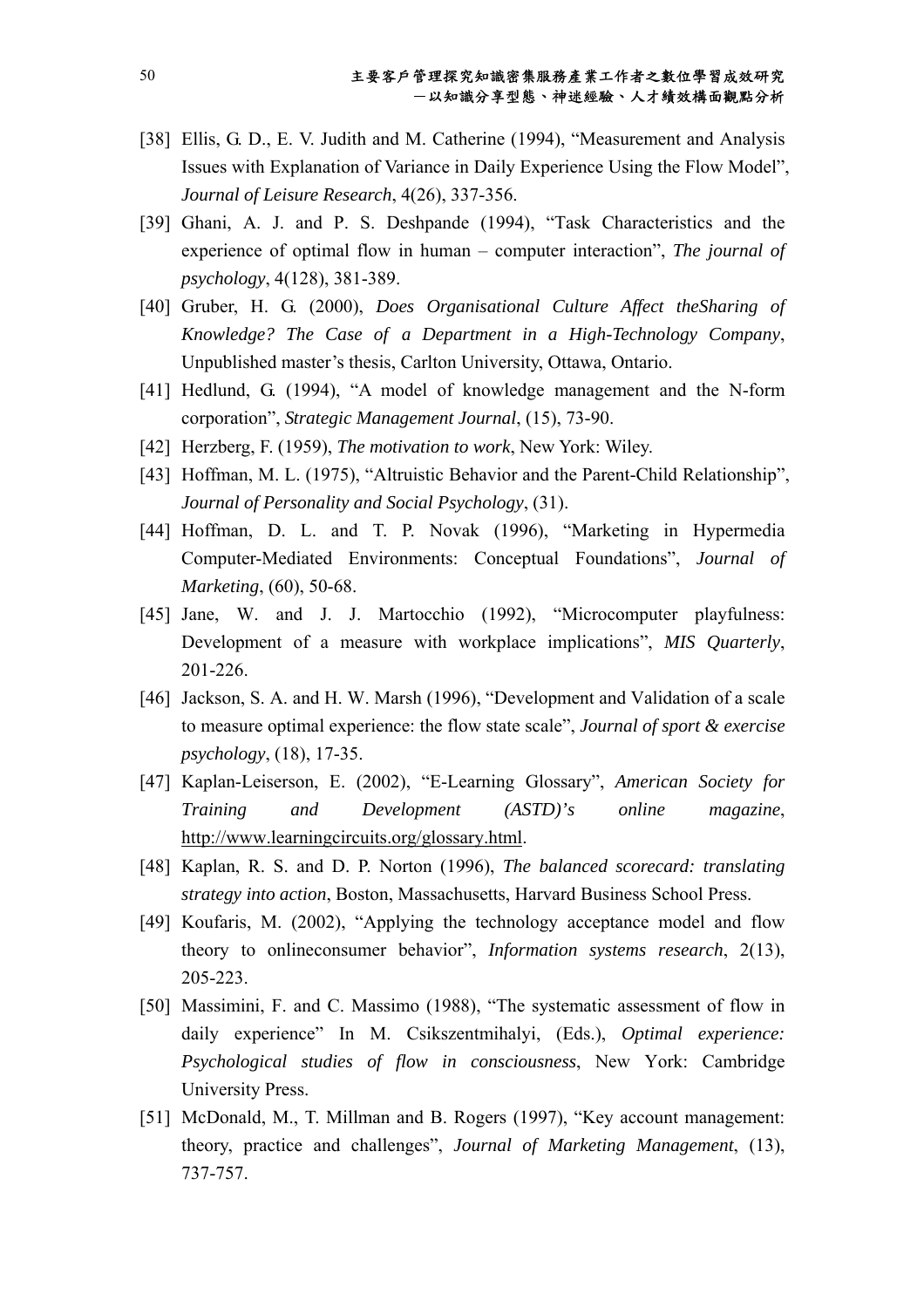[38] Ellis, G. D., E. V. Judith and M. Catherine (1994), "Measurement and Analysis Issues with Explanation of Variance in Daily Experience Using the Flow Model", *Journal of Leisure Research*, 4(26), 337-356.

[39] Ghani, A. J. and P. S. Deshpande (1994), "Task Characteristics and the experience of optimal flow in human – computer interaction", *The journal of psychology*, 4(128), 381-389.

[40] Gruber, H. G. (2000), *Does Organisational Culture Affect theSharing of Knowledge? The Case of a Department in a High-Technology Company*, Unpublished master's thesis, Carlton University, Ottawa, Ontario.

[41] Hedlund, G. (1994), "A model of knowledge management and the N-form corporation", *Strategic Management Journal*, (15), 73-90.

[42] Herzberg, F. (1959), *The motivation to work*, New York: Wiley.

[43] Hoffman, M. L. (1975), "Altruistic Behavior and the Parent-Child Relationship", *Journal of Personality and Social Psychology*, (31).

[44] Hoffman, D. L. and T. P. Novak (1996), "Marketing in Hypermedia Computer-Mediated Environments: Conceptual Foundations", *Journal of Marketing*, (60), 50-68.

[45] Jane, W. and J. J. Martocchio (1992), "Microcomputer playfulness: Development of a measure with workplace implications", *MIS Quarterly*, 201-226.

[46] Jackson, S. A. and H. W. Marsh (1996), "Development and Validation of a scale to measure optimal experience: the flow state scale", *Journal of sport & exercise psychology*, (18), 17-35.

[47] Kaplan-Leiserson, E. (2002), "E-Learning Glossary", *American Society for Training and Development (ASTD)'s online magazine*, http://www.learningcircuits.org/glossary.html.

[48] Kaplan, R. S. and D. P. Norton (1996), *The balanced scorecard: translating strategy into action*, Boston, Massachusetts, Harvard Business School Press.

[49] Koufaris, M. (2002), "Applying the technology acceptance model and flow theory to onlineconsumer behavior", *Information systems research*, 2(13), 205-223.

[50] Massimini, F. and C. Massimo (1988), "The systematic assessment of flow in daily experience" In M. Csikszentmihalyi, (Eds.), *Optimal experience: Psychological studies of flow in consciousness*, New York: Cambridge University Press.

[51] McDonald, M., T. Millman and B. Rogers (1997), "Key account management: theory, practice and challenges", *Journal of Marketing Management*, (13), 737-757.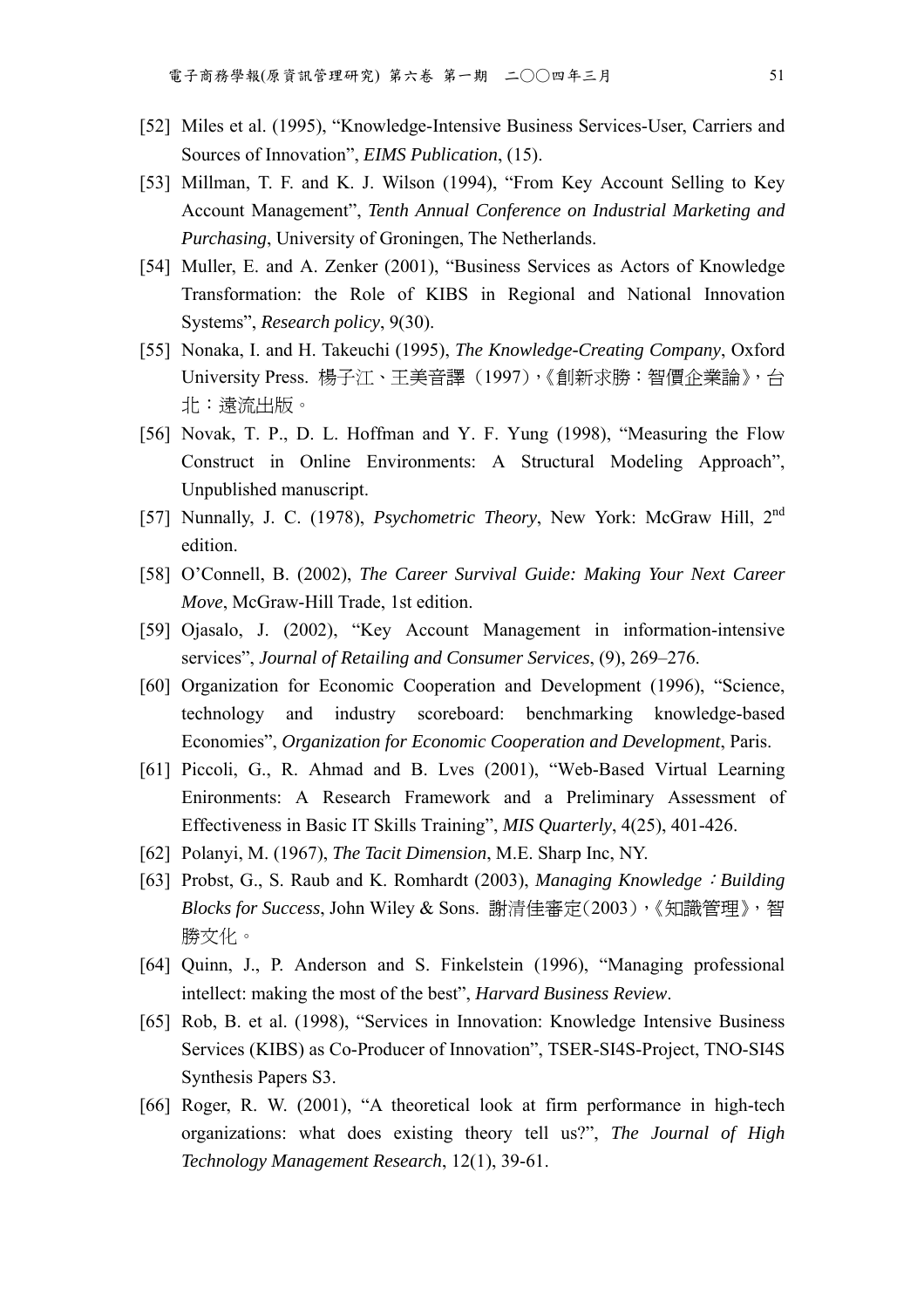[52] Miles et al. (1995), "Knowledge-Intensive Business Services-User, Carriers and Sources of Innovation", *EIMS Publication*, (15).

[53] Millman, T. F. and K. J. Wilson (1994), "From Key Account Selling to Key Account Management", *Tenth Annual Conference on Industrial Marketing and Purchasing*, University of Groningen, The Netherlands.

[54] Muller, E. and A. Zenker (2001), "Business Services as Actors of Knowledge Transformation: the Role of KIBS in Regional and National Innovation Systems", *Research policy*, 9(30).

[55] Nonaka, I. and H. Takeuchi (1995), *The Knowledge-Creating Company*, Oxford University Press. 楊子江、王美音譯（1997），《創新求勝：智價企業論》，台北：遠流出版。

[56] Novak, T. P., D. L. Hoffman and Y. F. Yung (1998), "Measuring the Flow Construct in Online Environments: A Structural Modeling Approach", Unpublished manuscript.

[57] Nunnally, J. C. (1978), *Psychometric Theory*, New York: McGraw Hill, 2nd edition.

[58] O'Connell, B. (2002), *The Career Survival Guide: Making Your Next Career Move*, McGraw-Hill Trade, 1st edition.

[59] Ojasalo, J. (2002), "Key Account Management in information-intensive services", *Journal of Retailing and Consumer Services*, (9), 269–276.

[60] Organization for Economic Cooperation and Development (1996), "Science, technology and industry scoreboard: benchmarking knowledge-based Economies", *Organization for Economic Cooperation and Development*, Paris.

[61] Piccoli, G., R. Ahmad and B. Lves (2001), "Web-Based Virtual Learning Enironments: A Research Framework and a Preliminary Assessment of Effectiveness in Basic IT Skills Training", *MIS Quarterly*, 4(25), 401-426.

[62] Polanyi, M. (1967), *The Tacit Dimension*, M.E. Sharp Inc, NY.

[63] Probst, G., S. Raub and K. Romhardt (2003), *Managing Knowledge：Building Blocks for Success*, John Wiley & Sons. 謝清佳審定(2003)，《知識管理》，智勝文化。

[64] Quinn, J., P. Anderson and S. Finkelstein (1996), "Managing professional intellect: making the most of the best", *Harvard Business Review*.

[65] Rob, B. et al. (1998), "Services in Innovation: Knowledge Intensive Business Services (KIBS) as Co-Producer of Innovation", TSER-SI4S-Project, TNO-SI4S Synthesis Papers S3.

[66] Roger, R. W. (2001), "A theoretical look at firm performance in high-tech organizations: what does existing theory tell us?", *The Journal of High Technology Management Research*, 12(1), 39-61.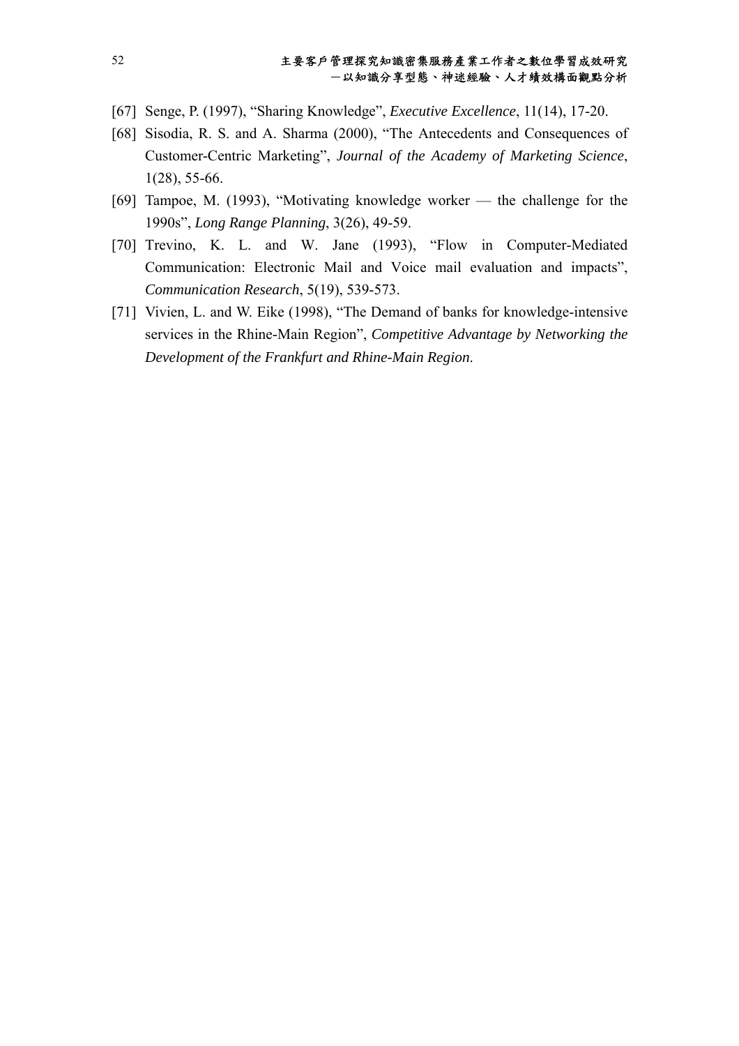[67] Senge, P. (1997), “Sharing Knowledge”, *Executive Excellence*, 11(14), 17-20.

[68] Sisodia, R. S. and A. Sharma (2000), “The Antecedents and Consequences of Customer-Centric Marketing”, *Journal of the Academy of Marketing Science*, 1(28), 55-66.

[69] Tampoe, M. (1993), “Motivating knowledge worker — the challenge for the 1990s”, *Long Range Planning*, 3(26), 49-59.

[70] Trevino, K. L. and W. Jane (1993), “Flow in Computer-Mediated Communication: Electronic Mail and Voice mail evaluation and impacts”, *Communication Research*, 5(19), 539-573.

[71] Vivien, L. and W. Eike (1998), “The Demand of banks for knowledge-intensive services in the Rhine-Main Region”, *Competitive Advantage by Networking the Development of the Frankfurt and Rhine-Main Region*.